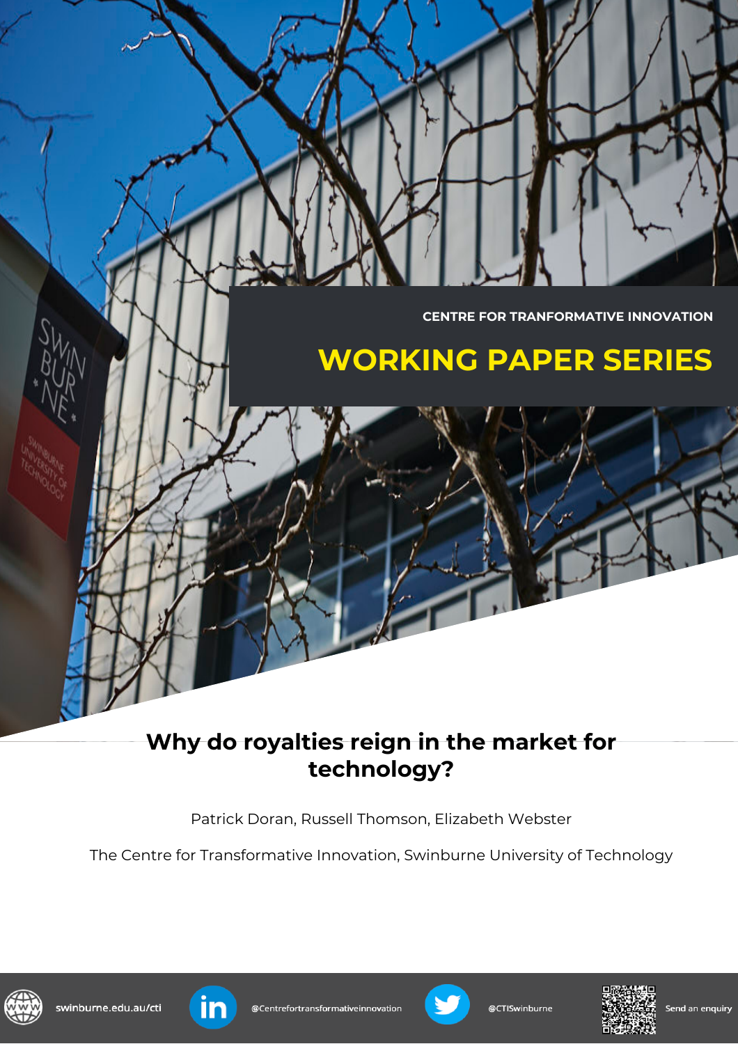CENTRE FOR TRANFORMATIVE INNOVATION

**WORKING PAPER SERIES**

# Why do royalties reign in the market for technology?

Patrick Doran, Russell Thomson, Elizabeth Webster

The Centre for Transformative Innovation, Swinburne University of Technology

swinburne.edu.au/cti

@Centrefortransformativeinnovation

@CTISwinburne

Send an enquiry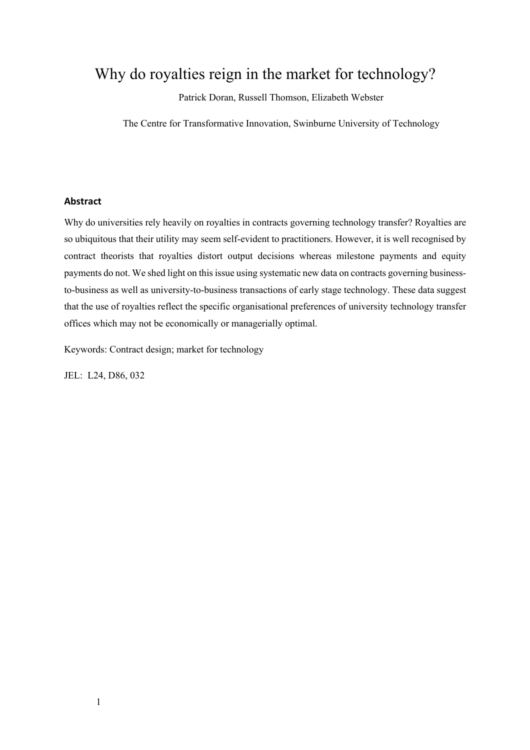# Why do royalties reign in the market for technology?

Patrick Doran, Russell Thomson, Elizabeth Webster

The Centre for Transformative Innovation, Swinburne University of Technology

## Abstract

Why do universities rely heavily on royalties in contracts governing technology transfer? Royalties are so ubiquitous that their utility may seem self-evident to practitioners. However, it is well recognised by contract theorists that royalties distort output decisions whereas milestone payments and equity payments do not. We shed light on this issue using systematic new data on contracts governing business-to-business as well as university-to-business transactions of early stage technology. These data suggest that the use of royalties reflect the specific organisational preferences of university technology transfer offices which may not be economically or managerially optimal.

Keywords: Contract design; market for technology

JEL: L24, D86, 032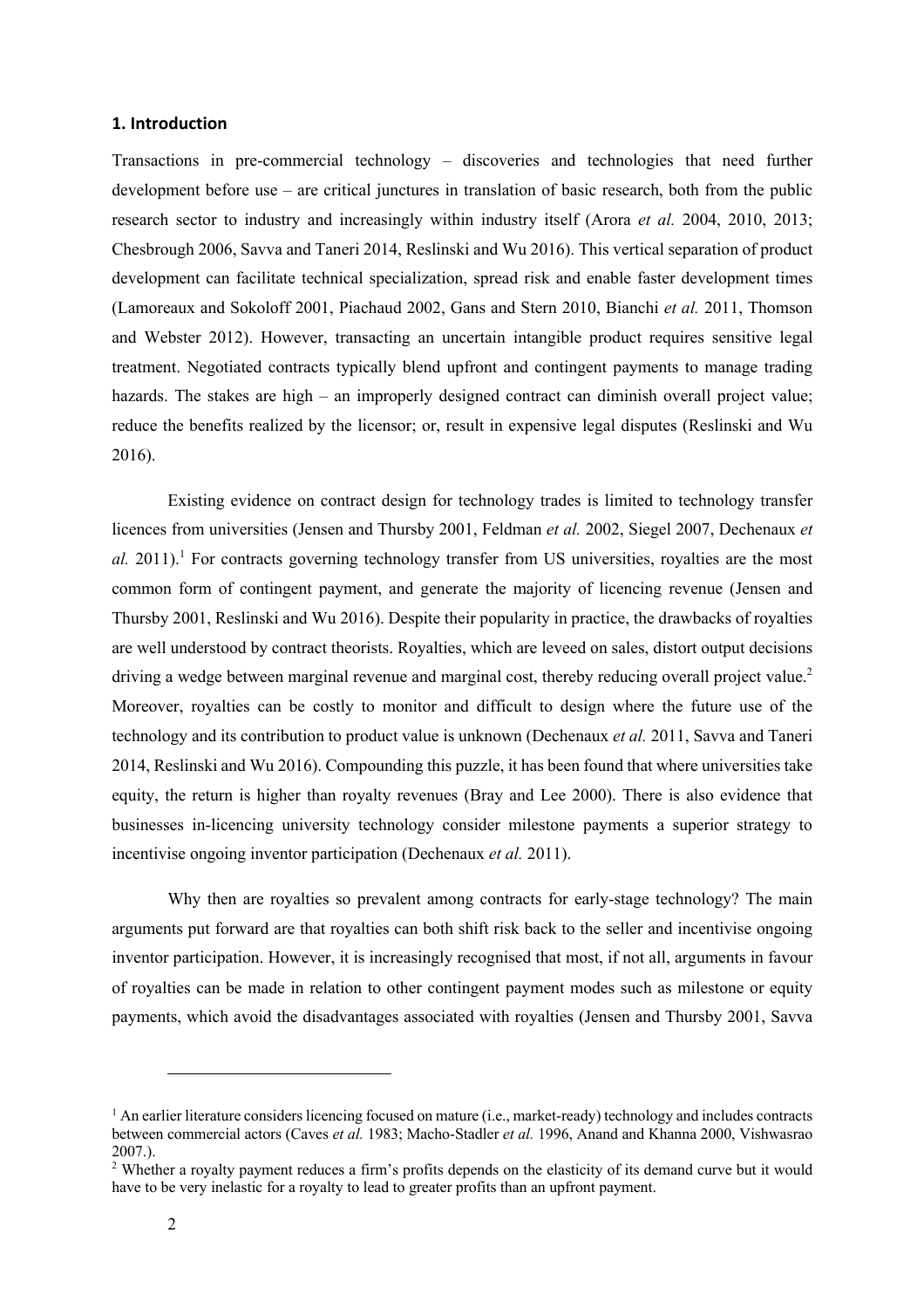## 1. Introduction

Transactions in pre-commercial technology – discoveries and technologies that need further development before use – are critical junctures in translation of basic research, both from the public research sector to industry and increasingly within industry itself (Arora *et al.* 2004, 2010, 2013; Chesbrough 2006, Savva and Taneri 2014, Reslinski and Wu 2016). This vertical separation of product development can facilitate technical specialization, spread risk and enable faster development times (Lamoreaux and Sokoloff 2001, Piachaud 2002, Gans and Stern 2010, Bianchi *et al.* 2011, Thomson and Webster 2012). However, transacting an uncertain intangible product requires sensitive legal treatment. Negotiated contracts typically blend upfront and contingent payments to manage trading hazards. The stakes are high – an improperly designed contract can diminish overall project value; reduce the benefits realized by the licensor; or, result in expensive legal disputes (Reslinski and Wu 2016).

Existing evidence on contract design for technology trades is limited to technology transfer licences from universities (Jensen and Thursby 2001, Feldman *et al.* 2002, Siegel 2007, Dechenaux *et al.* 2011).[1] For contracts governing technology transfer from US universities, royalties are the most common form of contingent payment, and generate the majority of licencing revenue (Jensen and Thursby 2001, Reslinski and Wu 2016). Despite their popularity in practice, the drawbacks of royalties are well understood by contract theorists. Royalties, which are leveed on sales, distort output decisions driving a wedge between marginal revenue and marginal cost, thereby reducing overall project value.[2] Moreover, royalties can be costly to monitor and difficult to design where the future use of the technology and its contribution to product value is unknown (Dechenaux *et al.* 2011, Savva and Taneri 2014, Reslinski and Wu 2016). Compounding this puzzle, it has been found that where universities take equity, the return is higher than royalty revenues (Bray and Lee 2000). There is also evidence that businesses in-licencing university technology consider milestone payments a superior strategy to incentivise ongoing inventor participation (Dechenaux *et al.* 2011).

Why then are royalties so prevalent among contracts for early-stage technology? The main arguments put forward are that royalties can both shift risk back to the seller and incentivise ongoing inventor participation. However, it is increasingly recognised that most, if not all, arguments in favour of royalties can be made in relation to other contingent payment modes such as milestone or equity payments, which avoid the disadvantages associated with royalties (Jensen and Thursby 2001, Savva

---

[1] An earlier literature considers licencing focused on mature (i.e., market-ready) technology and includes contracts between commercial actors (Caves *et al.* 1983; Macho-Stadler *et al.* 1996, Anand and Khanna 2000, Vishwasrao 2007.).

[2] Whether a royalty payment reduces a firm's profits depends on the elasticity of its demand curve but it would have to be very inelastic for a royalty to lead to greater profits than an upfront payment.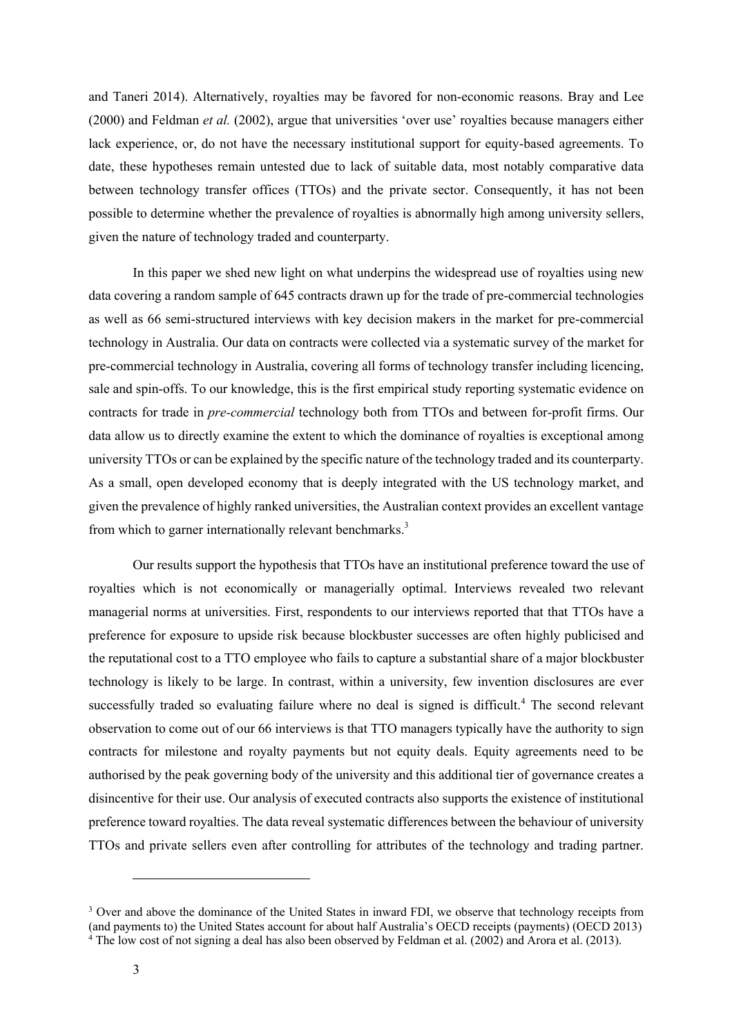and Taneri 2014). Alternatively, royalties may be favored for non-economic reasons. Bray and Lee (2000) and Feldman *et al.* (2002), argue that universities 'over use' royalties because managers either lack experience, or, do not have the necessary institutional support for equity-based agreements. To date, these hypotheses remain untested due to lack of suitable data, most notably comparative data between technology transfer offices (TTOs) and the private sector. Consequently, it has not been possible to determine whether the prevalence of royalties is abnormally high among university sellers, given the nature of technology traded and counterparty.

In this paper we shed new light on what underpins the widespread use of royalties using new data covering a random sample of 645 contracts drawn up for the trade of pre-commercial technologies as well as 66 semi-structured interviews with key decision makers in the market for pre-commercial technology in Australia. Our data on contracts were collected via a systematic survey of the market for pre-commercial technology in Australia, covering all forms of technology transfer including licencing, sale and spin-offs. To our knowledge, this is the first empirical study reporting systematic evidence on contracts for trade in *pre-commercial* technology both from TTOs and between for-profit firms. Our data allow us to directly examine the extent to which the dominance of royalties is exceptional among university TTOs or can be explained by the specific nature of the technology traded and its counterparty. As a small, open developed economy that is deeply integrated with the US technology market, and given the prevalence of highly ranked universities, the Australian context provides an excellent vantage from which to garner internationally relevant benchmarks.[3]

Our results support the hypothesis that TTOs have an institutional preference toward the use of royalties which is not economically or managerially optimal. Interviews revealed two relevant managerial norms at universities. First, respondents to our interviews reported that that TTOs have a preference for exposure to upside risk because blockbuster successes are often highly publicised and the reputational cost to a TTO employee who fails to capture a substantial share of a major blockbuster technology is likely to be large. In contrast, within a university, few invention disclosures are ever successfully traded so evaluating failure where no deal is signed is difficult.[4] The second relevant observation to come out of our 66 interviews is that TTO managers typically have the authority to sign contracts for milestone and royalty payments but not equity deals. Equity agreements need to be authorised by the peak governing body of the university and this additional tier of governance creates a disincentive for their use. Our analysis of executed contracts also supports the existence of institutional preference toward royalties. The data reveal systematic differences between the behaviour of university TTOs and private sellers even after controlling for attributes of the technology and trading partner.

---

[3] Over and above the dominance of the United States in inward FDI, we observe that technology receipts from (and payments to) the United States account for about half Australia's OECD receipts (payments) (OECD 2013)

[4] The low cost of not signing a deal has also been observed by Feldman et al. (2002) and Arora et al. (2013).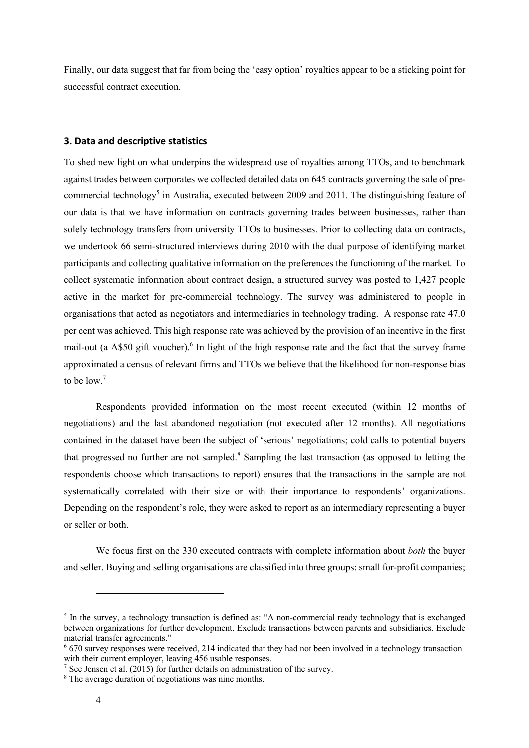Finally, our data suggest that far from being the 'easy option' royalties appear to be a sticking point for successful contract execution.

## 3. Data and descriptive statistics

To shed new light on what underpins the widespread use of royalties among TTOs, and to benchmark against trades between corporates we collected detailed data on 645 contracts governing the sale of pre-commercial technology[5] in Australia, executed between 2009 and 2011. The distinguishing feature of our data is that we have information on contracts governing trades between businesses, rather than solely technology transfers from university TTOs to businesses. Prior to collecting data on contracts, we undertook 66 semi-structured interviews during 2010 with the dual purpose of identifying market participants and collecting qualitative information on the preferences the functioning of the market. To collect systematic information about contract design, a structured survey was posted to 1,427 people active in the market for pre-commercial technology. The survey was administered to people in organisations that acted as negotiators and intermediaries in technology trading. A response rate 47.0 per cent was achieved. This high response rate was achieved by the provision of an incentive in the first mail-out (a A$50 gift voucher).[6] In light of the high response rate and the fact that the survey frame approximated a census of relevant firms and TTOs we believe that the likelihood for non-response bias to be low.[7]

Respondents provided information on the most recent executed (within 12 months of negotiations) and the last abandoned negotiation (not executed after 12 months). All negotiations contained in the dataset have been the subject of 'serious' negotiations; cold calls to potential buyers that progressed no further are not sampled.[8] Sampling the last transaction (as opposed to letting the respondents choose which transactions to report) ensures that the transactions in the sample are not systematically correlated with their size or with their importance to respondents' organizations. Depending on the respondent's role, they were asked to report as an intermediary representing a buyer or seller or both.

We focus first on the 330 executed contracts with complete information about *both* the buyer and seller. Buying and selling organisations are classified into three groups: small for-profit companies;

---

[5] In the survey, a technology transaction is defined as: "A non-commercial ready technology that is exchanged between organizations for further development. Exclude transactions between parents and subsidiaries. Exclude material transfer agreements."

[6] 670 survey responses were received, 214 indicated that they had not been involved in a technology transaction with their current employer, leaving 456 usable responses.

[7] See Jensen et al. (2015) for further details on administration of the survey.

[8] The average duration of negotiations was nine months.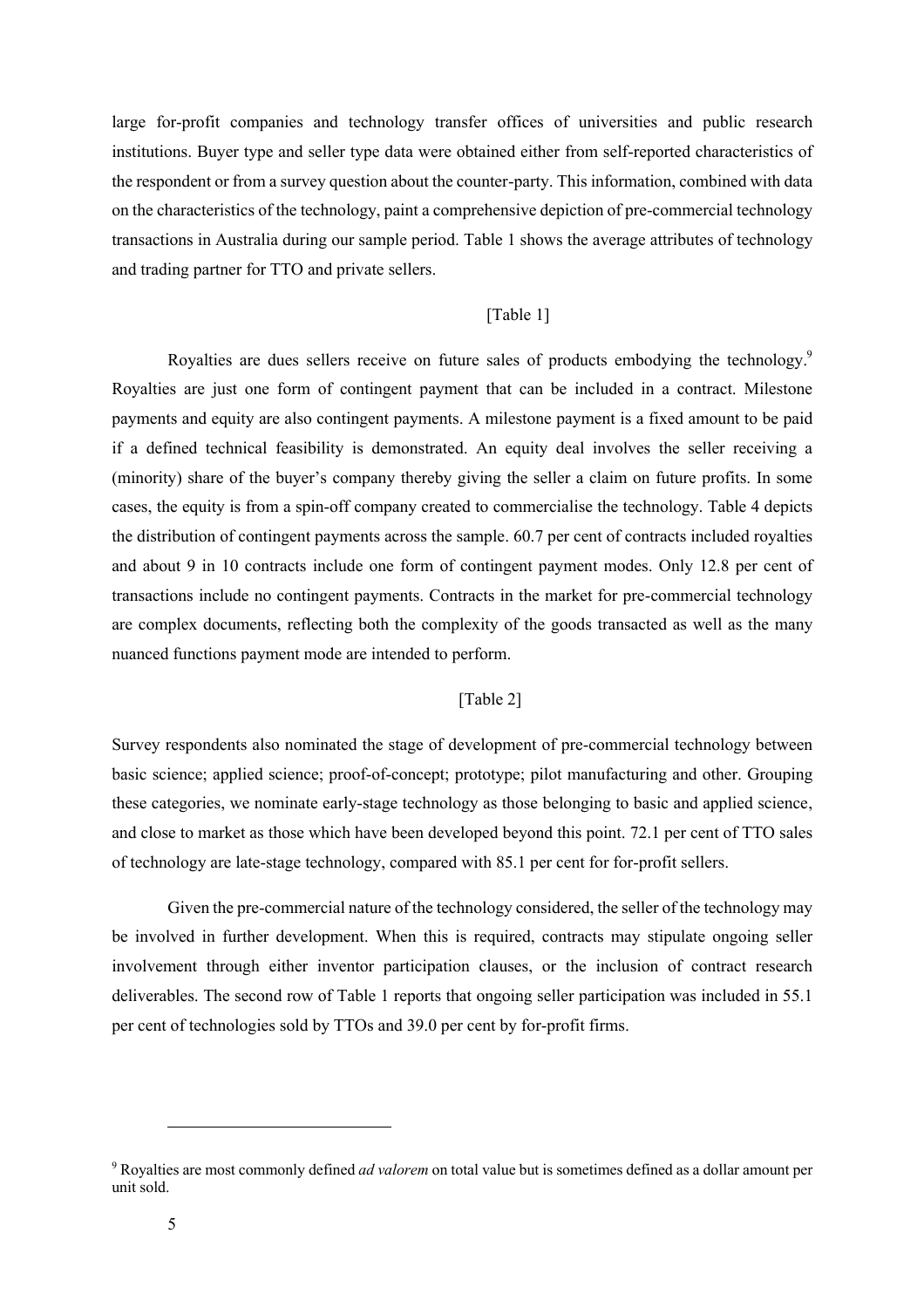large for-profit companies and technology transfer offices of universities and public research institutions. Buyer type and seller type data were obtained either from self-reported characteristics of the respondent or from a survey question about the counter-party. This information, combined with data on the characteristics of the technology, paint a comprehensive depiction of pre-commercial technology transactions in Australia during our sample period. Table 1 shows the average attributes of technology and trading partner for TTO and private sellers.

[Table 1]

Royalties are dues sellers receive on future sales of products embodying the technology.[9] Royalties are just one form of contingent payment that can be included in a contract. Milestone payments and equity are also contingent payments. A milestone payment is a fixed amount to be paid if a defined technical feasibility is demonstrated. An equity deal involves the seller receiving a (minority) share of the buyer's company thereby giving the seller a claim on future profits. In some cases, the equity is from a spin-off company created to commercialise the technology. Table 4 depicts the distribution of contingent payments across the sample. 60.7 per cent of contracts included royalties and about 9 in 10 contracts include one form of contingent payment modes. Only 12.8 per cent of transactions include no contingent payments. Contracts in the market for pre-commercial technology are complex documents, reflecting both the complexity of the goods transacted as well as the many nuanced functions payment mode are intended to perform.

[Table 2]

Survey respondents also nominated the stage of development of pre-commercial technology between basic science; applied science; proof-of-concept; prototype; pilot manufacturing and other. Grouping these categories, we nominate early-stage technology as those belonging to basic and applied science, and close to market as those which have been developed beyond this point. 72.1 per cent of TTO sales of technology are late-stage technology, compared with 85.1 per cent for for-profit sellers.

Given the pre-commercial nature of the technology considered, the seller of the technology may be involved in further development. When this is required, contracts may stipulate ongoing seller involvement through either inventor participation clauses, or the inclusion of contract research deliverables. The second row of Table 1 reports that ongoing seller participation was included in 55.1 per cent of technologies sold by TTOs and 39.0 per cent by for-profit firms.

---

[9] Royalties are most commonly defined *ad valorem* on total value but is sometimes defined as a dollar amount per unit sold.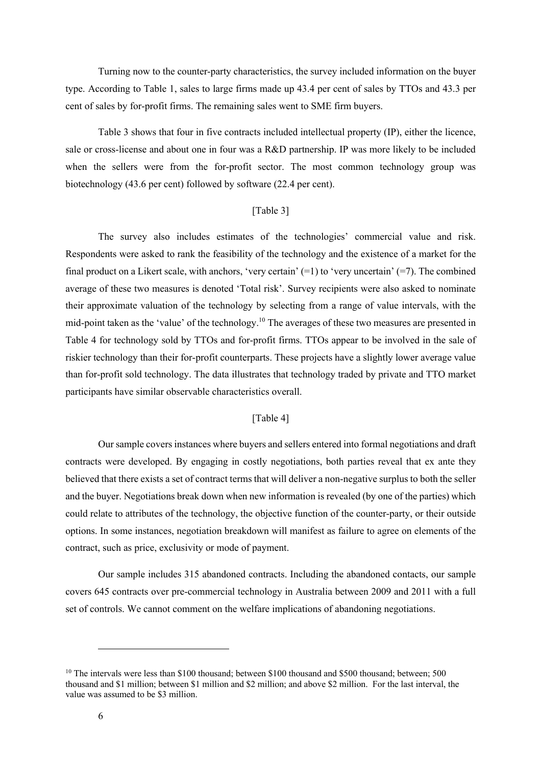Turning now to the counter-party characteristics, the survey included information on the buyer type. According to Table 1, sales to large firms made up 43.4 per cent of sales by TTOs and 43.3 per cent of sales by for-profit firms. The remaining sales went to SME firm buyers.

Table 3 shows that four in five contracts included intellectual property (IP), either the licence, sale or cross-license and about one in four was a R&D partnership. IP was more likely to be included when the sellers were from the for-profit sector. The most common technology group was biotechnology (43.6 per cent) followed by software (22.4 per cent).

[Table 3]

The survey also includes estimates of the technologies' commercial value and risk. Respondents were asked to rank the feasibility of the technology and the existence of a market for the final product on a Likert scale, with anchors, 'very certain' (=1) to 'very uncertain' (=7). The combined average of these two measures is denoted 'Total risk'. Survey recipients were also asked to nominate their approximate valuation of the technology by selecting from a range of value intervals, with the mid-point taken as the 'value' of the technology.[10] The averages of these two measures are presented in Table 4 for technology sold by TTOs and for-profit firms. TTOs appear to be involved in the sale of riskier technology than their for-profit counterparts. These projects have a slightly lower average value than for-profit sold technology. The data illustrates that technology traded by private and TTO market participants have similar observable characteristics overall.

[Table 4]

Our sample covers instances where buyers and sellers entered into formal negotiations and draft contracts were developed. By engaging in costly negotiations, both parties reveal that ex ante they believed that there exists a set of contract terms that will deliver a non-negative surplus to both the seller and the buyer. Negotiations break down when new information is revealed (by one of the parties) which could relate to attributes of the technology, the objective function of the counter-party, or their outside options. In some instances, negotiation breakdown will manifest as failure to agree on elements of the contract, such as price, exclusivity or mode of payment.

Our sample includes 315 abandoned contracts. Including the abandoned contacts, our sample covers 645 contracts over pre-commercial technology in Australia between 2009 and 2011 with a full set of controls. We cannot comment on the welfare implications of abandoning negotiations.

[10] The intervals were less than \$100 thousand; between \$100 thousand and \$500 thousand; between; 500 thousand and \$1 million; between \$1 million and \$2 million; and above \$2 million. For the last interval, the value was assumed to be \$3 million.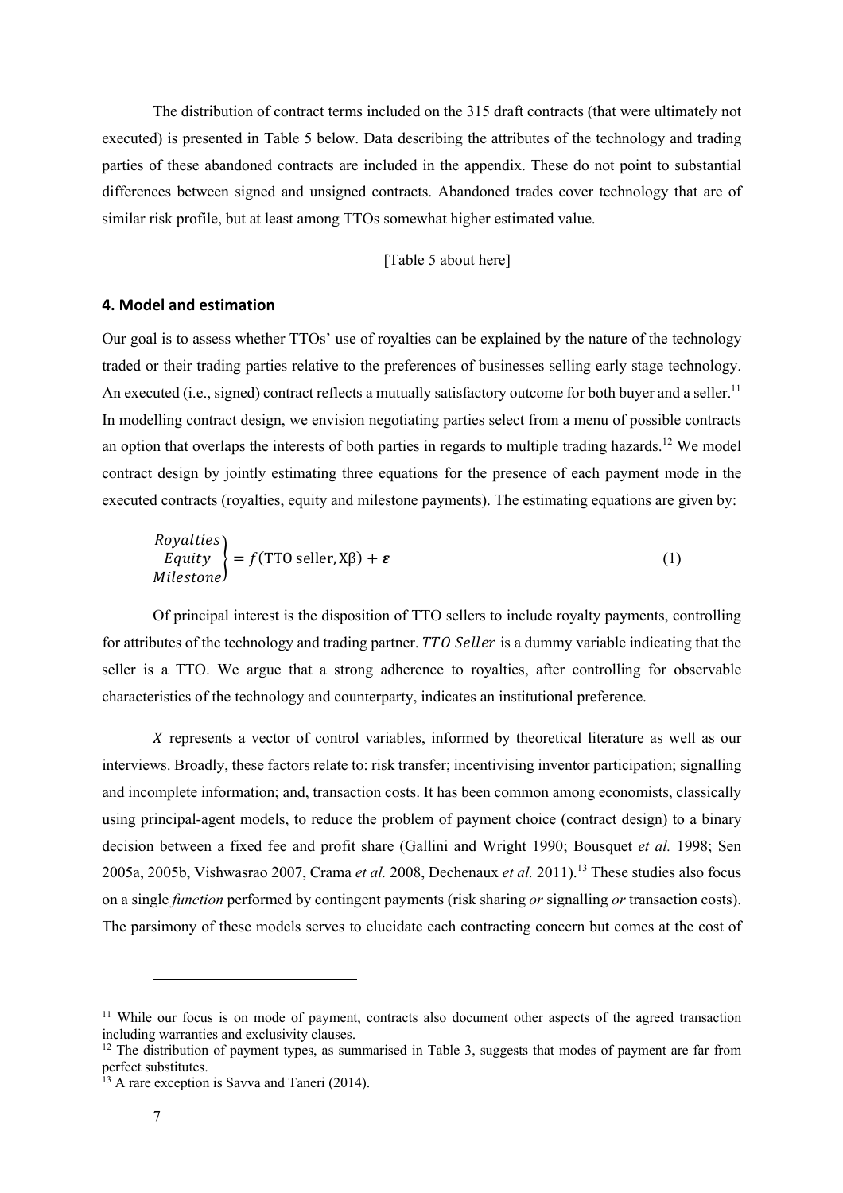The distribution of contract terms included on the 315 draft contracts (that were ultimately not executed) is presented in Table 5 below. Data describing the attributes of the technology and trading parties of these abandoned contracts are included in the appendix. These do not point to substantial differences between signed and unsigned contracts. Abandoned trades cover technology that are of similar risk profile, but at least among TTOs somewhat higher estimated value.

[Table 5 about here]

## 4. Model and estimation

Our goal is to assess whether TTOs' use of royalties can be explained by the nature of the technology traded or their trading parties relative to the preferences of businesses selling early stage technology. An executed (i.e., signed) contract reflects a mutually satisfactory outcome for both buyer and a seller.[11] In modelling contract design, we envision negotiating parties select from a menu of possible contracts an option that overlaps the interests of both parties in regards to multiple trading hazards.[12] We model contract design by jointly estimating three equations for the presence of each payment mode in the executed contracts (royalties, equity and milestone payments). The estimating equations are given by:

$$\left.\begin{matrix} Royalties \\ Equity \\ Milestone \end{matrix}\right\} = f(\text{TTO seller}, \text{X}\beta) + \boldsymbol{\varepsilon} \qquad (1)$$

Of principal interest is the disposition of TTO sellers to include royalty payments, controlling for attributes of the technology and trading partner. $TTO\ Seller$ is a dummy variable indicating that the seller is a TTO. We argue that a strong adherence to royalties, after controlling for observable characteristics of the technology and counterparty, indicates an institutional preference.

$X$ represents a vector of control variables, informed by theoretical literature as well as our interviews. Broadly, these factors relate to: risk transfer; incentivising inventor participation; signalling and incomplete information; and, transaction costs. It has been common among economists, classically using principal-agent models, to reduce the problem of payment choice (contract design) to a binary decision between a fixed fee and profit share (Gallini and Wright 1990; Bousquet *et al.* 1998; Sen 2005a, 2005b, Vishwasrao 2007, Crama *et al.* 2008, Dechenaux *et al.* 2011).[13] These studies also focus on a single *function* performed by contingent payments (risk sharing *or* signalling *or* transaction costs). The parsimony of these models serves to elucidate each contracting concern but comes at the cost of

---

[11] While our focus is on mode of payment, contracts also document other aspects of the agreed transaction including warranties and exclusivity clauses.

[12] The distribution of payment types, as summarised in Table 3, suggests that modes of payment are far from perfect substitutes.

[13] A rare exception is Savva and Taneri (2014).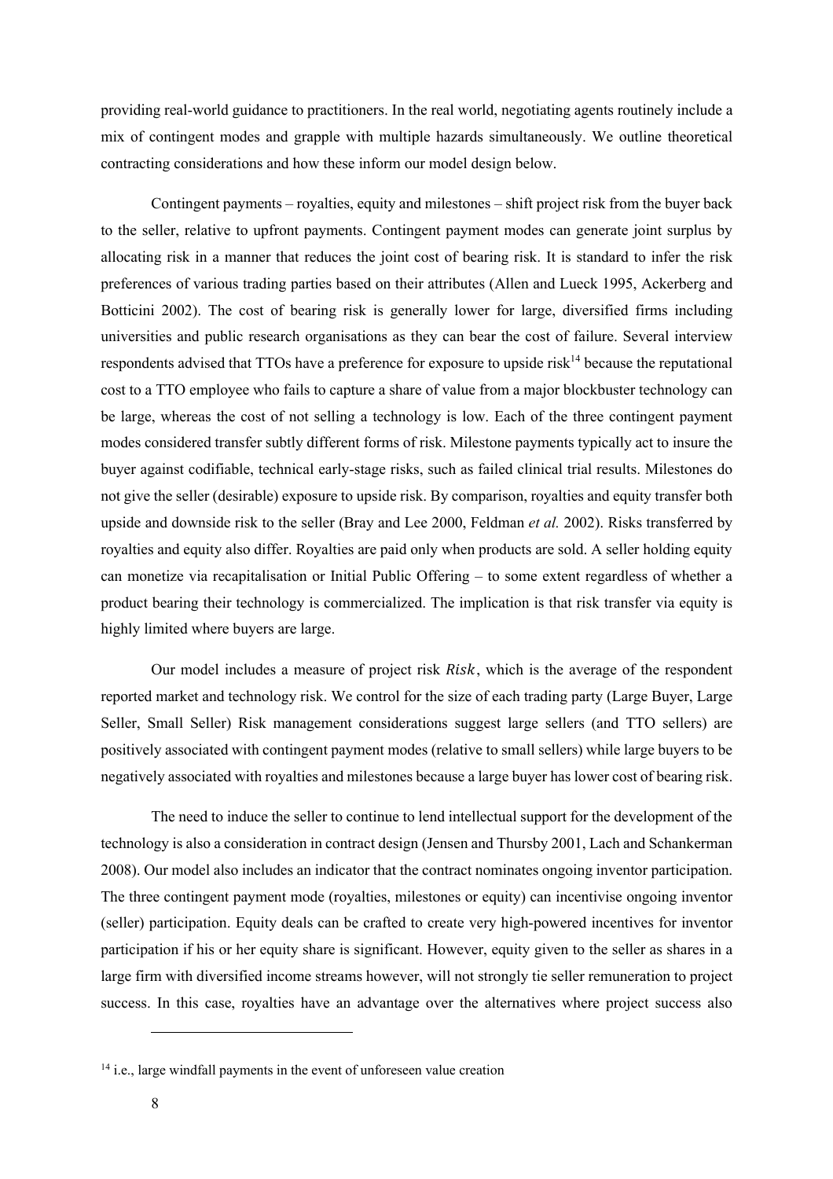providing real-world guidance to practitioners. In the real world, negotiating agents routinely include a mix of contingent modes and grapple with multiple hazards simultaneously. We outline theoretical contracting considerations and how these inform our model design below.

Contingent payments – royalties, equity and milestones – shift project risk from the buyer back to the seller, relative to upfront payments. Contingent payment modes can generate joint surplus by allocating risk in a manner that reduces the joint cost of bearing risk. It is standard to infer the risk preferences of various trading parties based on their attributes (Allen and Lueck 1995, Ackerberg and Botticini 2002). The cost of bearing risk is generally lower for large, diversified firms including universities and public research organisations as they can bear the cost of failure. Several interview respondents advised that TTOs have a preference for exposure to upside risk[14] because the reputational cost to a TTO employee who fails to capture a share of value from a major blockbuster technology can be large, whereas the cost of not selling a technology is low. Each of the three contingent payment modes considered transfer subtly different forms of risk. Milestone payments typically act to insure the buyer against codifiable, technical early-stage risks, such as failed clinical trial results. Milestones do not give the seller (desirable) exposure to upside risk. By comparison, royalties and equity transfer both upside and downside risk to the seller (Bray and Lee 2000, Feldman *et al.* 2002). Risks transferred by royalties and equity also differ. Royalties are paid only when products are sold. A seller holding equity can monetize via recapitalisation or Initial Public Offering – to some extent regardless of whether a product bearing their technology is commercialized. The implication is that risk transfer via equity is highly limited where buyers are large.

Our model includes a measure of project risk $Risk$, which is the average of the respondent reported market and technology risk. We control for the size of each trading party (Large Buyer, Large Seller, Small Seller) Risk management considerations suggest large sellers (and TTO sellers) are positively associated with contingent payment modes (relative to small sellers) while large buyers to be negatively associated with royalties and milestones because a large buyer has lower cost of bearing risk.

The need to induce the seller to continue to lend intellectual support for the development of the technology is also a consideration in contract design (Jensen and Thursby 2001, Lach and Schankerman 2008). Our model also includes an indicator that the contract nominates ongoing inventor participation. The three contingent payment mode (royalties, milestones or equity) can incentivise ongoing inventor (seller) participation. Equity deals can be crafted to create very high-powered incentives for inventor participation if his or her equity share is significant. However, equity given to the seller as shares in a large firm with diversified income streams however, will not strongly tie seller remuneration to project success. In this case, royalties have an advantage over the alternatives where project success also

[14] i.e., large windfall payments in the event of unforeseen value creation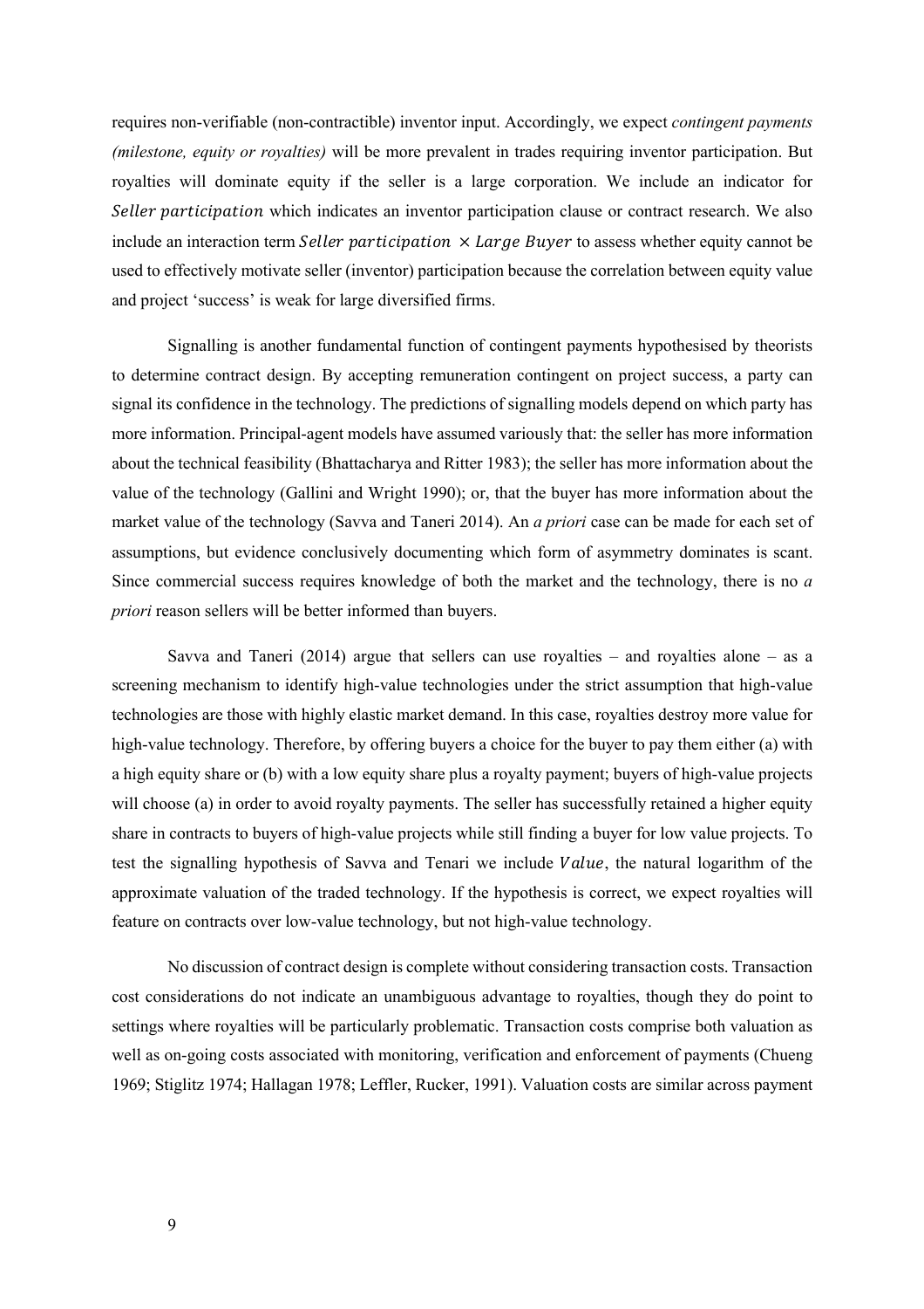requires non-verifiable (non-contractible) inventor input. Accordingly, we expect *contingent payments (milestone, equity or royalties)* will be more prevalent in trades requiring inventor participation. But royalties will dominate equity if the seller is a large corporation. We include an indicator for $Seller\ participation$ which indicates an inventor participation clause or contract research. We also include an interaction term $Seller\ participation\ \times Large\ Buyer$ to assess whether equity cannot be used to effectively motivate seller (inventor) participation because the correlation between equity value and project 'success' is weak for large diversified firms.

Signalling is another fundamental function of contingent payments hypothesised by theorists to determine contract design. By accepting remuneration contingent on project success, a party can signal its confidence in the technology. The predictions of signalling models depend on which party has more information. Principal-agent models have assumed variously that: the seller has more information about the technical feasibility (Bhattacharya and Ritter 1983); the seller has more information about the value of the technology (Gallini and Wright 1990); or, that the buyer has more information about the market value of the technology (Savva and Taneri 2014). An *a priori* case can be made for each set of assumptions, but evidence conclusively documenting which form of asymmetry dominates is scant. Since commercial success requires knowledge of both the market and the technology, there is no *a priori* reason sellers will be better informed than buyers.

Savva and Taneri (2014) argue that sellers can use royalties – and royalties alone – as a screening mechanism to identify high-value technologies under the strict assumption that high-value technologies are those with highly elastic market demand. In this case, royalties destroy more value for high-value technology. Therefore, by offering buyers a choice for the buyer to pay them either (a) with a high equity share or (b) with a low equity share plus a royalty payment; buyers of high-value projects will choose (a) in order to avoid royalty payments. The seller has successfully retained a higher equity share in contracts to buyers of high-value projects while still finding a buyer for low value projects. To test the signalling hypothesis of Savva and Tenari we include $Value$, the natural logarithm of the approximate valuation of the traded technology. If the hypothesis is correct, we expect royalties will feature on contracts over low-value technology, but not high-value technology.

No discussion of contract design is complete without considering transaction costs. Transaction cost considerations do not indicate an unambiguous advantage to royalties, though they do point to settings where royalties will be particularly problematic. Transaction costs comprise both valuation as well as on-going costs associated with monitoring, verification and enforcement of payments (Chueng 1969; Stiglitz 1974; Hallagan 1978; Leffler, Rucker, 1991). Valuation costs are similar across payment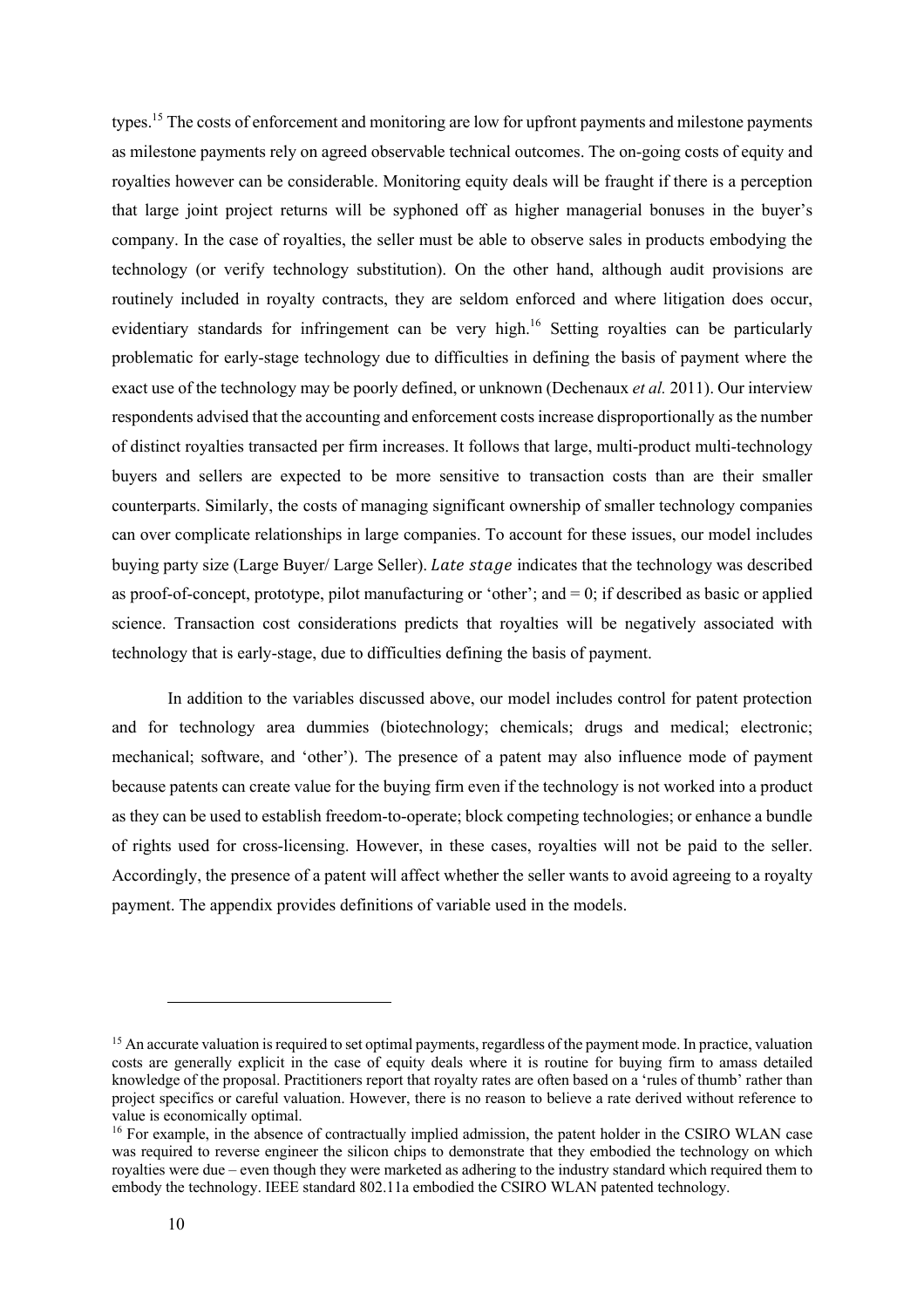types.[15] The costs of enforcement and monitoring are low for upfront payments and milestone payments as milestone payments rely on agreed observable technical outcomes. The on-going costs of equity and royalties however can be considerable. Monitoring equity deals will be fraught if there is a perception that large joint project returns will be syphoned off as higher managerial bonuses in the buyer's company. In the case of royalties, the seller must be able to observe sales in products embodying the technology (or verify technology substitution). On the other hand, although audit provisions are routinely included in royalty contracts, they are seldom enforced and where litigation does occur, evidentiary standards for infringement can be very high.[16] Setting royalties can be particularly problematic for early-stage technology due to difficulties in defining the basis of payment where the exact use of the technology may be poorly defined, or unknown (Dechenaux *et al.* 2011). Our interview respondents advised that the accounting and enforcement costs increase disproportionally as the number of distinct royalties transacted per firm increases. It follows that large, multi-product multi-technology buyers and sellers are expected to be more sensitive to transaction costs than are their smaller counterparts. Similarly, the costs of managing significant ownership of smaller technology companies can over complicate relationships in large companies. To account for these issues, our model includes buying party size (Large Buyer/ Large Seller). $Late\ stage$ indicates that the technology was described as proof-of-concept, prototype, pilot manufacturing or 'other'; and = 0; if described as basic or applied science. Transaction cost considerations predicts that royalties will be negatively associated with technology that is early-stage, due to difficulties defining the basis of payment.

In addition to the variables discussed above, our model includes control for patent protection and for technology area dummies (biotechnology; chemicals; drugs and medical; electronic; mechanical; software, and 'other'). The presence of a patent may also influence mode of payment because patents can create value for the buying firm even if the technology is not worked into a product as they can be used to establish freedom-to-operate; block competing technologies; or enhance a bundle of rights used for cross-licensing. However, in these cases, royalties will not be paid to the seller. Accordingly, the presence of a patent will affect whether the seller wants to avoid agreeing to a royalty payment. The appendix provides definitions of variable used in the models.

---

[15] An accurate valuation is required to set optimal payments, regardless of the payment mode. In practice, valuation costs are generally explicit in the case of equity deals where it is routine for buying firm to amass detailed knowledge of the proposal. Practitioners report that royalty rates are often based on a 'rules of thumb' rather than project specifics or careful valuation. However, there is no reason to believe a rate derived without reference to value is economically optimal.

[16] For example, in the absence of contractually implied admission, the patent holder in the CSIRO WLAN case was required to reverse engineer the silicon chips to demonstrate that they embodied the technology on which royalties were due – even though they were marketed as adhering to the industry standard which required them to embody the technology. IEEE standard 802.11a embodied the CSIRO WLAN patented technology.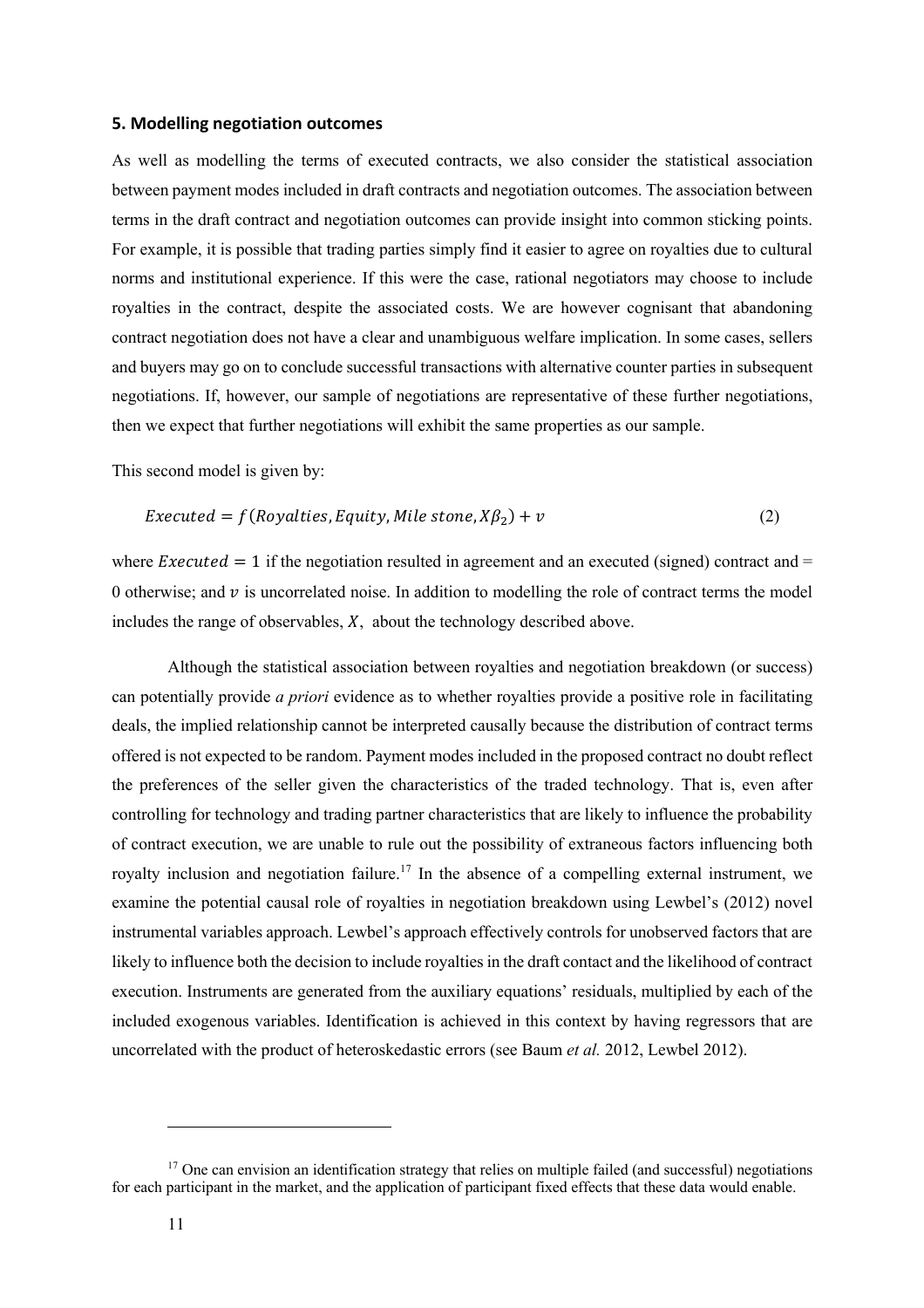## 5. Modelling negotiation outcomes

As well as modelling the terms of executed contracts, we also consider the statistical association between payment modes included in draft contracts and negotiation outcomes. The association between terms in the draft contract and negotiation outcomes can provide insight into common sticking points. For example, it is possible that trading parties simply find it easier to agree on royalties due to cultural norms and institutional experience. If this were the case, rational negotiators may choose to include royalties in the contract, despite the associated costs. We are however cognisant that abandoning contract negotiation does not have a clear and unambiguous welfare implication. In some cases, sellers and buyers may go on to conclude successful transactions with alternative counter parties in subsequent negotiations. If, however, our sample of negotiations are representative of these further negotiations, then we expect that further negotiations will exhibit the same properties as our sample.

This second model is given by:

$$Executed = f(Royalties, Equity, Mile\ stone, X\beta_2) + v \tag{2}$$

where $Executed = 1$ if the negotiation resulted in agreement and an executed (signed) contract and = 0 otherwise; and $v$ is uncorrelated noise. In addition to modelling the role of contract terms the model includes the range of observables, $X$, about the technology described above.

Although the statistical association between royalties and negotiation breakdown (or success) can potentially provide *a priori* evidence as to whether royalties provide a positive role in facilitating deals, the implied relationship cannot be interpreted causally because the distribution of contract terms offered is not expected to be random. Payment modes included in the proposed contract no doubt reflect the preferences of the seller given the characteristics of the traded technology. That is, even after controlling for technology and trading partner characteristics that are likely to influence the probability of contract execution, we are unable to rule out the possibility of extraneous factors influencing both royalty inclusion and negotiation failure.[17] In the absence of a compelling external instrument, we examine the potential causal role of royalties in negotiation breakdown using Lewbel's (2012) novel instrumental variables approach. Lewbel's approach effectively controls for unobserved factors that are likely to influence both the decision to include royalties in the draft contact and the likelihood of contract execution. Instruments are generated from the auxiliary equations' residuals, multiplied by each of the included exogenous variables. Identification is achieved in this context by having regressors that are uncorrelated with the product of heteroskedastic errors (see Baum *et al.* 2012, Lewbel 2012).

[17] One can envision an identification strategy that relies on multiple failed (and successful) negotiations for each participant in the market, and the application of participant fixed effects that these data would enable.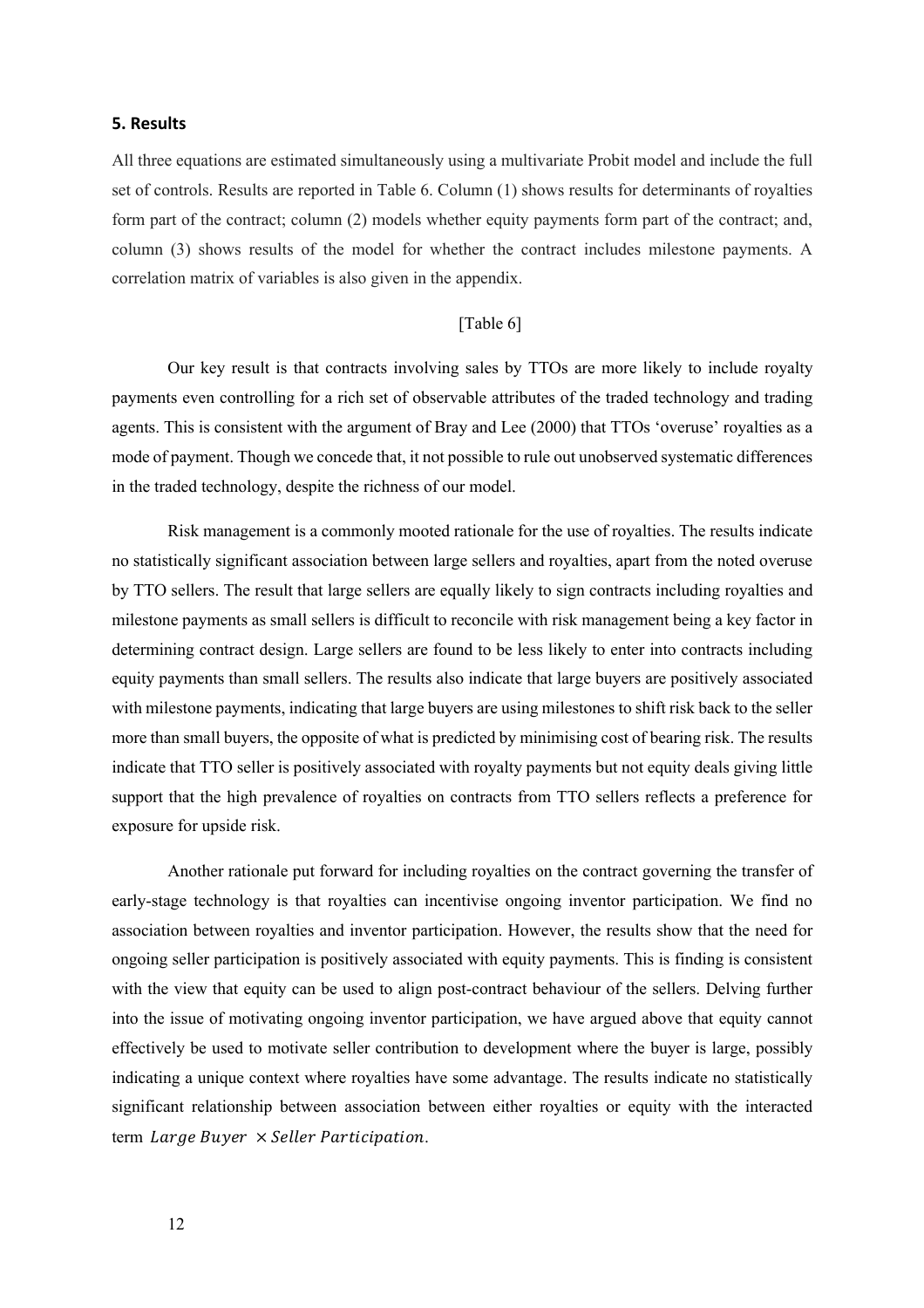## 5. Results

All three equations are estimated simultaneously using a multivariate Probit model and include the full set of controls. Results are reported in Table 6. Column (1) shows results for determinants of royalties form part of the contract; column (2) models whether equity payments form part of the contract; and, column (3) shows results of the model for whether the contract includes milestone payments. A correlation matrix of variables is also given in the appendix.

[Table 6]

Our key result is that contracts involving sales by TTOs are more likely to include royalty payments even controlling for a rich set of observable attributes of the traded technology and trading agents. This is consistent with the argument of Bray and Lee (2000) that TTOs 'overuse' royalties as a mode of payment. Though we concede that, it not possible to rule out unobserved systematic differences in the traded technology, despite the richness of our model.

Risk management is a commonly mooted rationale for the use of royalties. The results indicate no statistically significant association between large sellers and royalties, apart from the noted overuse by TTO sellers. The result that large sellers are equally likely to sign contracts including royalties and milestone payments as small sellers is difficult to reconcile with risk management being a key factor in determining contract design. Large sellers are found to be less likely to enter into contracts including equity payments than small sellers. The results also indicate that large buyers are positively associated with milestone payments, indicating that large buyers are using milestones to shift risk back to the seller more than small buyers, the opposite of what is predicted by minimising cost of bearing risk. The results indicate that TTO seller is positively associated with royalty payments but not equity deals giving little support that the high prevalence of royalties on contracts from TTO sellers reflects a preference for exposure for upside risk.

Another rationale put forward for including royalties on the contract governing the transfer of early-stage technology is that royalties can incentivise ongoing inventor participation. We find no association between royalties and inventor participation. However, the results show that the need for ongoing seller participation is positively associated with equity payments. This is finding is consistent with the view that equity can be used to align post-contract behaviour of the sellers. Delving further into the issue of motivating ongoing inventor participation, we have argued above that equity cannot effectively be used to motivate seller contribution to development where the buyer is large, possibly indicating a unique context where royalties have some advantage. The results indicate no statistically significant relationship between association between either royalties or equity with the interacted term $Large\ Buyer\ \times Seller\ Participation$.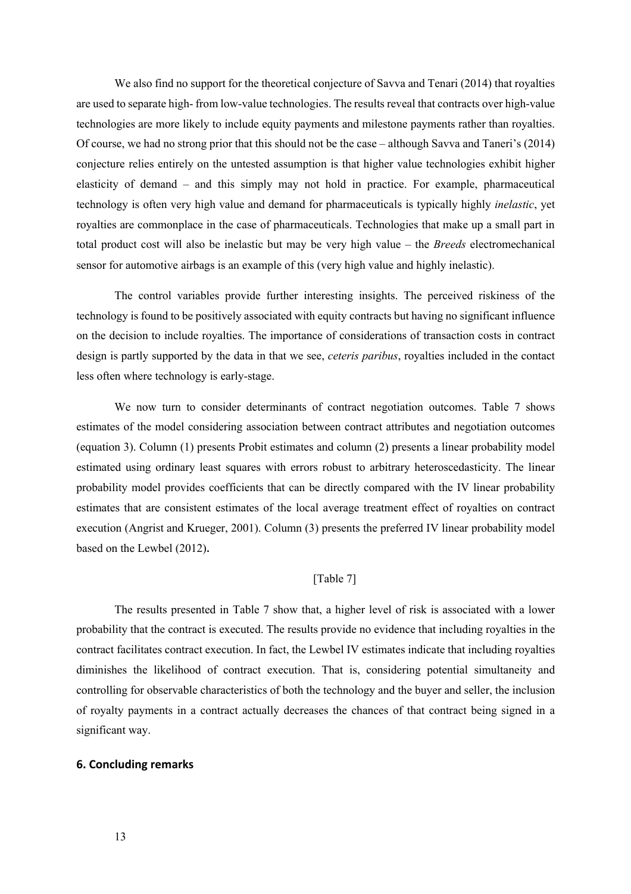We also find no support for the theoretical conjecture of Savva and Tenari (2014) that royalties are used to separate high- from low-value technologies. The results reveal that contracts over high-value technologies are more likely to include equity payments and milestone payments rather than royalties. Of course, we had no strong prior that this should not be the case – although Savva and Taneri's (2014) conjecture relies entirely on the untested assumption is that higher value technologies exhibit higher elasticity of demand – and this simply may not hold in practice. For example, pharmaceutical technology is often very high value and demand for pharmaceuticals is typically highly *inelastic*, yet royalties are commonplace in the case of pharmaceuticals. Technologies that make up a small part in total product cost will also be inelastic but may be very high value – the *Breeds* electromechanical sensor for automotive airbags is an example of this (very high value and highly inelastic).

The control variables provide further interesting insights. The perceived riskiness of the technology is found to be positively associated with equity contracts but having no significant influence on the decision to include royalties. The importance of considerations of transaction costs in contract design is partly supported by the data in that we see, *ceteris paribus*, royalties included in the contact less often where technology is early-stage.

We now turn to consider determinants of contract negotiation outcomes. Table 7 shows estimates of the model considering association between contract attributes and negotiation outcomes (equation 3). Column (1) presents Probit estimates and column (2) presents a linear probability model estimated using ordinary least squares with errors robust to arbitrary heteroscedasticity. The linear probability model provides coefficients that can be directly compared with the IV linear probability estimates that are consistent estimates of the local average treatment effect of royalties on contract execution (Angrist and Krueger, 2001). Column (3) presents the preferred IV linear probability model based on the Lewbel (2012)**.**

[Table 7]

The results presented in Table 7 show that, a higher level of risk is associated with a lower probability that the contract is executed. The results provide no evidence that including royalties in the contract facilitates contract execution. In fact, the Lewbel IV estimates indicate that including royalties diminishes the likelihood of contract execution. That is, considering potential simultaneity and controlling for observable characteristics of both the technology and the buyer and seller, the inclusion of royalty payments in a contract actually decreases the chances of that contract being signed in a significant way.

## 6. Concluding remarks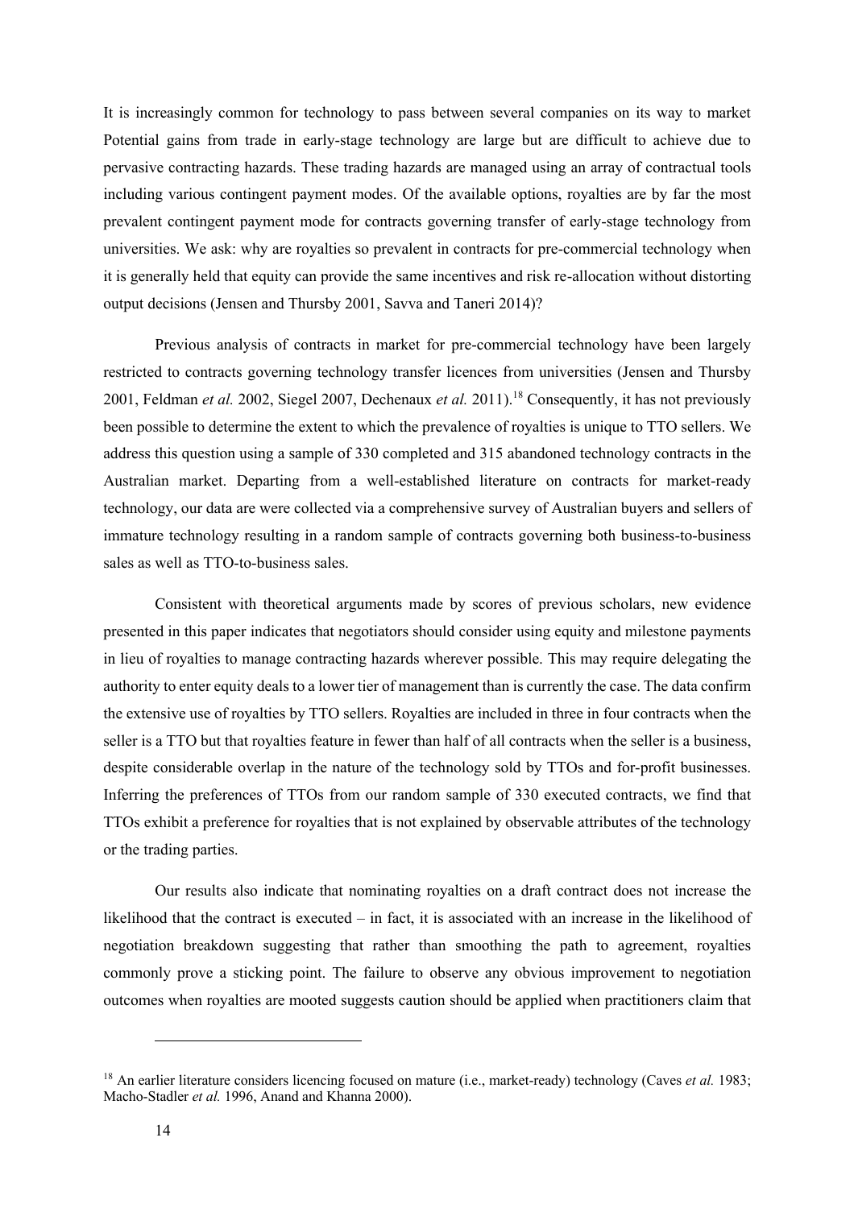It is increasingly common for technology to pass between several companies on its way to market Potential gains from trade in early-stage technology are large but are difficult to achieve due to pervasive contracting hazards. These trading hazards are managed using an array of contractual tools including various contingent payment modes. Of the available options, royalties are by far the most prevalent contingent payment mode for contracts governing transfer of early-stage technology from universities. We ask: why are royalties so prevalent in contracts for pre-commercial technology when it is generally held that equity can provide the same incentives and risk re-allocation without distorting output decisions (Jensen and Thursby 2001, Savva and Taneri 2014)?

Previous analysis of contracts in market for pre-commercial technology have been largely restricted to contracts governing technology transfer licences from universities (Jensen and Thursby 2001, Feldman *et al.* 2002, Siegel 2007, Dechenaux *et al.* 2011).[18] Consequently, it has not previously been possible to determine the extent to which the prevalence of royalties is unique to TTO sellers. We address this question using a sample of 330 completed and 315 abandoned technology contracts in the Australian market. Departing from a well-established literature on contracts for market-ready technology, our data are were collected via a comprehensive survey of Australian buyers and sellers of immature technology resulting in a random sample of contracts governing both business-to-business sales as well as TTO-to-business sales.

Consistent with theoretical arguments made by scores of previous scholars, new evidence presented in this paper indicates that negotiators should consider using equity and milestone payments in lieu of royalties to manage contracting hazards wherever possible. This may require delegating the authority to enter equity deals to a lower tier of management than is currently the case. The data confirm the extensive use of royalties by TTO sellers. Royalties are included in three in four contracts when the seller is a TTO but that royalties feature in fewer than half of all contracts when the seller is a business, despite considerable overlap in the nature of the technology sold by TTOs and for-profit businesses. Inferring the preferences of TTOs from our random sample of 330 executed contracts, we find that TTOs exhibit a preference for royalties that is not explained by observable attributes of the technology or the trading parties.

Our results also indicate that nominating royalties on a draft contract does not increase the likelihood that the contract is executed – in fact, it is associated with an increase in the likelihood of negotiation breakdown suggesting that rather than smoothing the path to agreement, royalties commonly prove a sticking point. The failure to observe any obvious improvement to negotiation outcomes when royalties are mooted suggests caution should be applied when practitioners claim that

[18] An earlier literature considers licencing focused on mature (i.e., market-ready) technology (Caves *et al.* 1983; Macho-Stadler *et al.* 1996, Anand and Khanna 2000).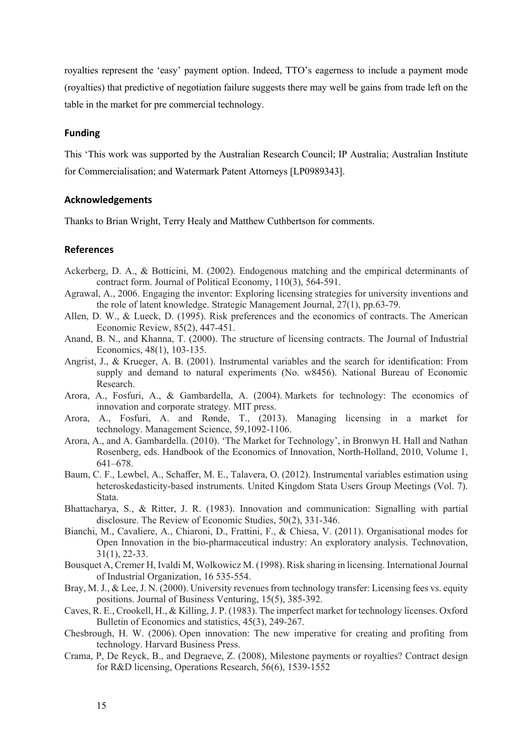royalties represent the 'easy' payment option. Indeed, TTO's eagerness to include a payment mode (royalties) that predictive of negotiation failure suggests there may well be gains from trade left on the table in the market for pre commercial technology.

## Funding

This 'This work was supported by the Australian Research Council; IP Australia; Australian Institute for Commercialisation; and Watermark Patent Attorneys [LP0989343].

## Acknowledgements

Thanks to Brian Wright, Terry Healy and Matthew Cuthbertson for comments.

## References

Ackerberg, D. A., & Botticini, M. (2002). Endogenous matching and the empirical determinants of contract form. Journal of Political Economy, 110(3), 564-591.

Agrawal, A., 2006. Engaging the inventor: Exploring licensing strategies for university inventions and the role of latent knowledge. Strategic Management Journal, 27(1), pp.63-79.

Allen, D. W., & Lueck, D. (1995). Risk preferences and the economics of contracts. The American Economic Review, 85(2), 447-451.

Anand, B. N., and Khanna, T. (2000). The structure of licensing contracts. The Journal of Industrial Economics, 48(1), 103-135.

Angrist, J., & Krueger, A. B. (2001). Instrumental variables and the search for identification: From supply and demand to natural experiments (No. w8456). National Bureau of Economic Research.

Arora, A., Fosfuri, A., & Gambardella, A. (2004). Markets for technology: The economics of innovation and corporate strategy. MIT press.

Arora, A., Fosfuri, A. and Rønde, T., (2013). Managing licensing in a market for technology. Management Science, 59,1092-1106.

Arora, A., and A. Gambardella. (2010). 'The Market for Technology', in Bronwyn H. Hall and Nathan Rosenberg, eds. Handbook of the Economics of Innovation, North-Holland, 2010, Volume 1, 641–678.

Baum, C. F., Lewbel, A., Schaffer, M. E., Talavera, O. (2012). Instrumental variables estimation using heteroskedasticity-based instruments. United Kingdom Stata Users Group Meetings (Vol. 7). Stata.

Bhattacharya, S., & Ritter, J. R. (1983). Innovation and communication: Signalling with partial disclosure. The Review of Economic Studies, 50(2), 331-346.

Bianchi, M., Cavaliere, A., Chiaroni, D., Frattini, F., & Chiesa, V. (2011). Organisational modes for Open Innovation in the bio-pharmaceutical industry: An exploratory analysis. Technovation, 31(1), 22-33.

Bousquet A, Cremer H, Ivaldi M, Wolkowicz M. (1998). Risk sharing in licensing. International Journal of Industrial Organization, 16 535-554.

Bray, M. J., & Lee, J. N. (2000). University revenues from technology transfer: Licensing fees vs. equity positions. Journal of Business Venturing, 15(5), 385-392.

Caves, R. E., Crookell, H., & Killing, J. P. (1983). The imperfect market for technology licenses. Oxford Bulletin of Economics and statistics, 45(3), 249-267.

Chesbrough, H. W. (2006). Open innovation: The new imperative for creating and profiting from technology. Harvard Business Press.

Crama, P, De Reyck, B., and Degraeve, Z. (2008), Milestone payments or royalties? Contract design for R&D licensing, Operations Research, 56(6), 1539-1552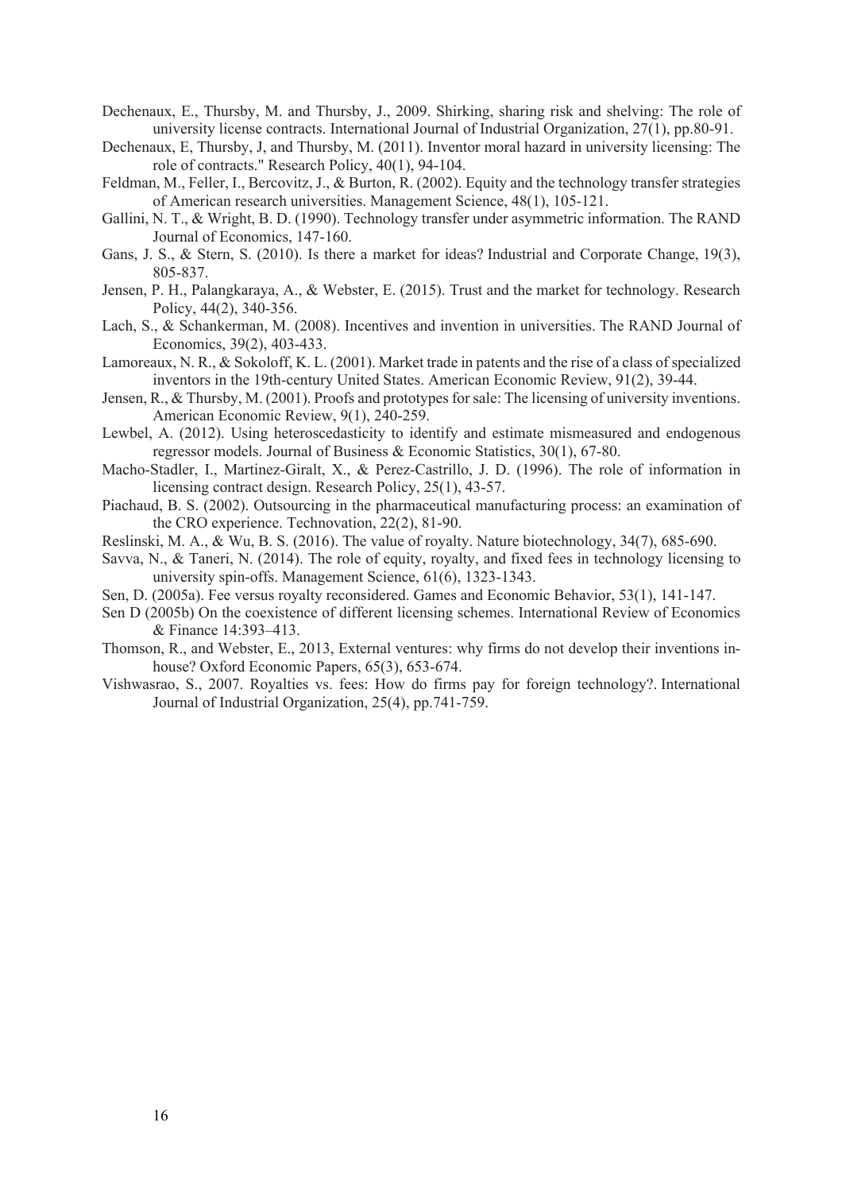Dechenaux, E., Thursby, M. and Thursby, J., 2009. Shirking, sharing risk and shelving: The role of university license contracts. International Journal of Industrial Organization, 27(1), pp.80-91.

Dechenaux, E, Thursby, J, and Thursby, M. (2011). Inventor moral hazard in university licensing: The role of contracts." Research Policy, 40(1), 94-104.

Feldman, M., Feller, I., Bercovitz, J., & Burton, R. (2002). Equity and the technology transfer strategies of American research universities. Management Science, 48(1), 105-121.

Gallini, N. T., & Wright, B. D. (1990). Technology transfer under asymmetric information. The RAND Journal of Economics, 147-160.

Gans, J. S., & Stern, S. (2010). Is there a market for ideas? Industrial and Corporate Change, 19(3), 805-837.

Jensen, P. H., Palangkaraya, A., & Webster, E. (2015). Trust and the market for technology. Research Policy, 44(2), 340-356.

Lach, S., & Schankerman, M. (2008). Incentives and invention in universities. The RAND Journal of Economics, 39(2), 403-433.

Lamoreaux, N. R., & Sokoloff, K. L. (2001). Market trade in patents and the rise of a class of specialized inventors in the 19th-century United States. American Economic Review, 91(2), 39-44.

Jensen, R., & Thursby, M. (2001). Proofs and prototypes for sale: The licensing of university inventions. American Economic Review, 9(1), 240-259.

Lewbel, A. (2012). Using heteroscedasticity to identify and estimate mismeasured and endogenous regressor models. Journal of Business & Economic Statistics, 30(1), 67-80.

Macho-Stadler, I., Martinez-Giralt, X., & Perez-Castrillo, J. D. (1996). The role of information in licensing contract design. Research Policy, 25(1), 43-57.

Piachaud, B. S. (2002). Outsourcing in the pharmaceutical manufacturing process: an examination of the CRO experience. Technovation, 22(2), 81-90.

Reslinski, M. A., & Wu, B. S. (2016). The value of royalty. Nature biotechnology, 34(7), 685-690.

Savva, N., & Taneri, N. (2014). The role of equity, royalty, and fixed fees in technology licensing to university spin-offs. Management Science, 61(6), 1323-1343.

Sen, D. (2005a). Fee versus royalty reconsidered. Games and Economic Behavior, 53(1), 141-147.

Sen D (2005b) On the coexistence of different licensing schemes. International Review of Economics & Finance 14:393–413.

Thomson, R., and Webster, E., 2013, External ventures: why firms do not develop their inventions in-house? Oxford Economic Papers, 65(3), 653-674.

Vishwasrao, S., 2007. Royalties vs. fees: How do firms pay for foreign technology?. International Journal of Industrial Organization, 25(4), pp.741-759.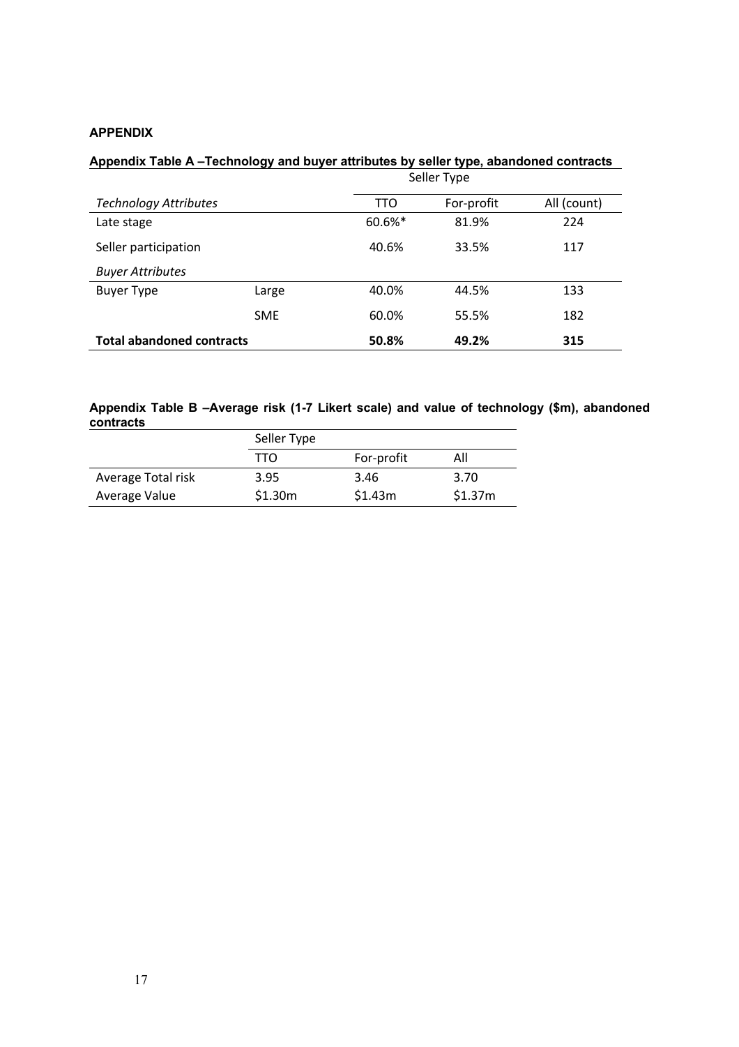**APPENDIX**

**Appendix Table A –Technology and buyer attributes by seller type, abandoned contracts**

| | | Seller Type | | |
|---|---|---|---|---|
| *Technology Attributes* | | TTO | For-profit | All (count) |
| Late stage | | 60.6%* | 81.9% | 224 |
| Seller participation | | 40.6% | 33.5% | 117 |
| *Buyer Attributes* | | | | |
| Buyer Type | Large | 40.0% | 44.5% | 133 |
| | SME | 60.0% | 55.5% | 182 |
| **Total abandoned contracts** | | **50.8%** | **49.2%** | **315** |

**Appendix Table B –Average risk (1-7 Likert scale) and value of technology ($m), abandoned contracts**

| | Seller Type | | |
|---|---|---|---|
| | TTO | For-profit | All |
| Average Total risk | 3.95 | 3.46 | 3.70 |
| Average Value | $1.30m | $1.43m | $1.37m |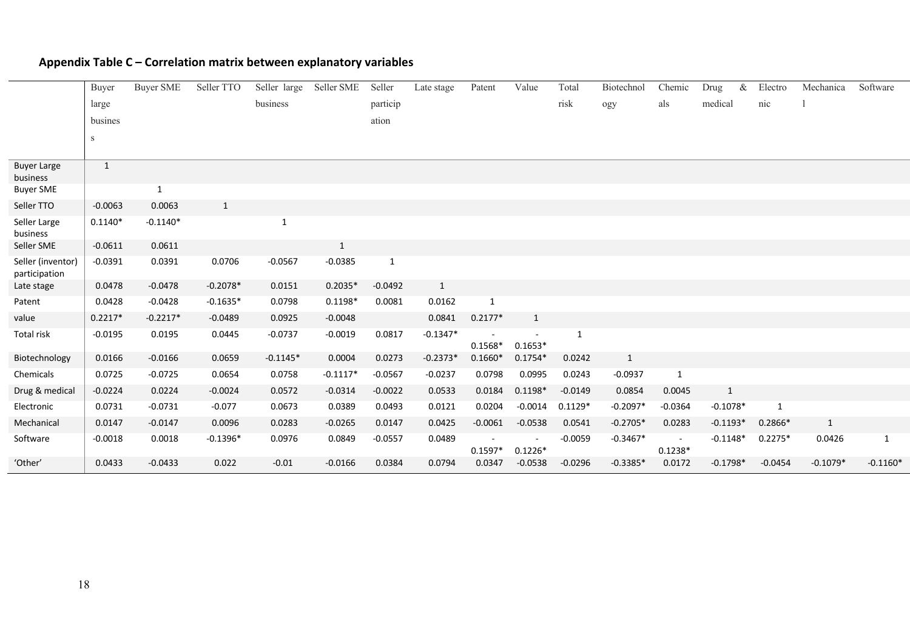## Appendix Table C – Correlation matrix between explanatory variables

| | Buyer large business | Buyer SME | Seller TTO | Seller large business | Seller SME | Seller participation | Late stage | Patent | Value | Total risk | Biotechnology | Chemicals | Drug & medical | Electronic | Mechanical | Software |
|---|---|---|---|---|---|---|---|---|---|---|---|---|---|---|---|---|
| Buyer Large business | 1 | | | | | | | | | | | | | | | |
| Buyer SME | | 1 | | | | | | | | | | | | | | |
| Seller TTO | -0.0063 | 0.0063 | 1 | | | | | | | | | | | | | |
| Seller Large business | 0.1140* | -0.1140* | | 1 | | | | | | | | | | | | |
| Seller SME | -0.0611 | 0.0611 | | | 1 | | | | | | | | | | | |
| Seller (inventor) participation | -0.0391 | 0.0391 | 0.0706 | -0.0567 | -0.0385 | 1 | | | | | | | | | | |
| Late stage | 0.0478 | -0.0478 | -0.2078* | 0.0151 | 0.2035* | -0.0492 | 1 | | | | | | | | | |
| Patent | 0.0428 | -0.0428 | -0.1635* | 0.0798 | 0.1198* | 0.0081 | 0.0162 | 1 | | | | | | | | |
| value | 0.2217* | -0.2217* | -0.0489 | 0.0925 | -0.0048 | | 0.0841 | 0.2177* | 1 | | | | | | | |
| Total risk | -0.0195 | 0.0195 | 0.0445 | -0.0737 | -0.0019 | 0.0817 | -0.1347* | -0.1568* | -0.1653* | 1 | | | | | | |
| Biotechnology | 0.0166 | -0.0166 | 0.0659 | -0.1145* | 0.0004 | 0.0273 | -0.2373* | 0.1660* | 0.1754* | 0.0242 | 1 | | | | | |
| Chemicals | 0.0725 | -0.0725 | 0.0654 | 0.0758 | -0.1117* | -0.0567 | -0.0237 | 0.0798 | 0.0995 | 0.0243 | -0.0937 | 1 | | | | |
| Drug & medical | -0.0224 | 0.0224 | -0.0024 | 0.0572 | -0.0314 | -0.0022 | 0.0533 | 0.0184 | 0.1198* | -0.0149 | 0.0854 | 0.0045 | 1 | | | |
| Electronic | 0.0731 | -0.0731 | -0.077 | 0.0673 | 0.0389 | 0.0493 | 0.0121 | 0.0204 | -0.0014 | 0.1129* | -0.2097* | -0.0364 | -0.1078* | 1 | | |
| Mechanical | 0.0147 | -0.0147 | 0.0096 | 0.0283 | -0.0265 | 0.0147 | 0.0425 | -0.0061 | -0.0538 | 0.0541 | -0.2705* | 0.0283 | -0.1193* | 0.2866* | 1 | |
| Software | -0.0018 | 0.0018 | -0.1396* | 0.0976 | 0.0849 | -0.0557 | 0.0489 | -0.1597* | -0.1226* | -0.0059 | -0.3467* | -0.1238* | -0.1148* | 0.2275* | 0.0426 | 1 |
| 'Other' | 0.0433 | -0.0433 | 0.022 | -0.01 | -0.0166 | 0.0384 | 0.0794 | 0.0347 | -0.0538 | -0.0296 | -0.3385* | 0.0172 | -0.1798* | -0.0454 | -0.1079* | -0.1160* |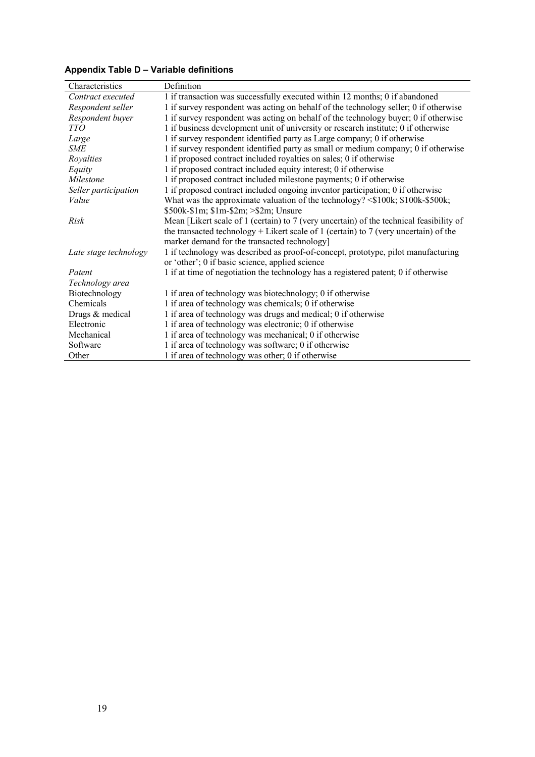**Appendix Table D – Variable definitions**

| Characteristics | Definition |
|---|---|
| *Contract executed* | 1 if transaction was successfully executed within 12 months; 0 if abandoned |
| *Respondent seller* | 1 if survey respondent was acting on behalf of the technology seller; 0 if otherwise |
| *Respondent buyer* | 1 if survey respondent was acting on behalf of the technology buyer; 0 if otherwise |
| *TTO* | 1 if business development unit of university or research institute; 0 if otherwise |
| *Large* | 1 if survey respondent identified party as Large company; 0 if otherwise |
| *SME* | 1 if survey respondent identified party as small or medium company; 0 if otherwise |
| *Royalties* | 1 if proposed contract included royalties on sales; 0 if otherwise |
| *Equity* | 1 if proposed contract included equity interest; 0 if otherwise |
| *Milestone* | 1 if proposed contract included milestone payments; 0 if otherwise |
| *Seller participation* | 1 if proposed contract included ongoing inventor participation; 0 if otherwise |
| *Value* | What was the approximate valuation of the technology? <$100k; $100k-$500k; $500k-$1m; $1m-$2m; >$2m; Unsure |
| *Risk* | Mean [Likert scale of 1 (certain) to 7 (very uncertain) of the technical feasibility of the transacted technology + Likert scale of 1 (certain) to 7 (very uncertain) of the market demand for the transacted technology] |
| *Late stage technology* | 1 if technology was described as proof-of-concept, prototype, pilot manufacturing or 'other'; 0 if basic science, applied science |
| *Patent* | 1 if at time of negotiation the technology has a registered patent; 0 if otherwise |
| *Technology area* | |
| Biotechnology | 1 if area of technology was biotechnology; 0 if otherwise |
| Chemicals | 1 if area of technology was chemicals; 0 if otherwise |
| Drugs & medical | 1 if area of technology was drugs and medical; 0 if otherwise |
| Electronic | 1 if area of technology was electronic; 0 if otherwise |
| Mechanical | 1 if area of technology was mechanical; 0 if otherwise |
| Software | 1 if area of technology was software; 0 if otherwise |
| Other | 1 if area of technology was other; 0 if otherwise |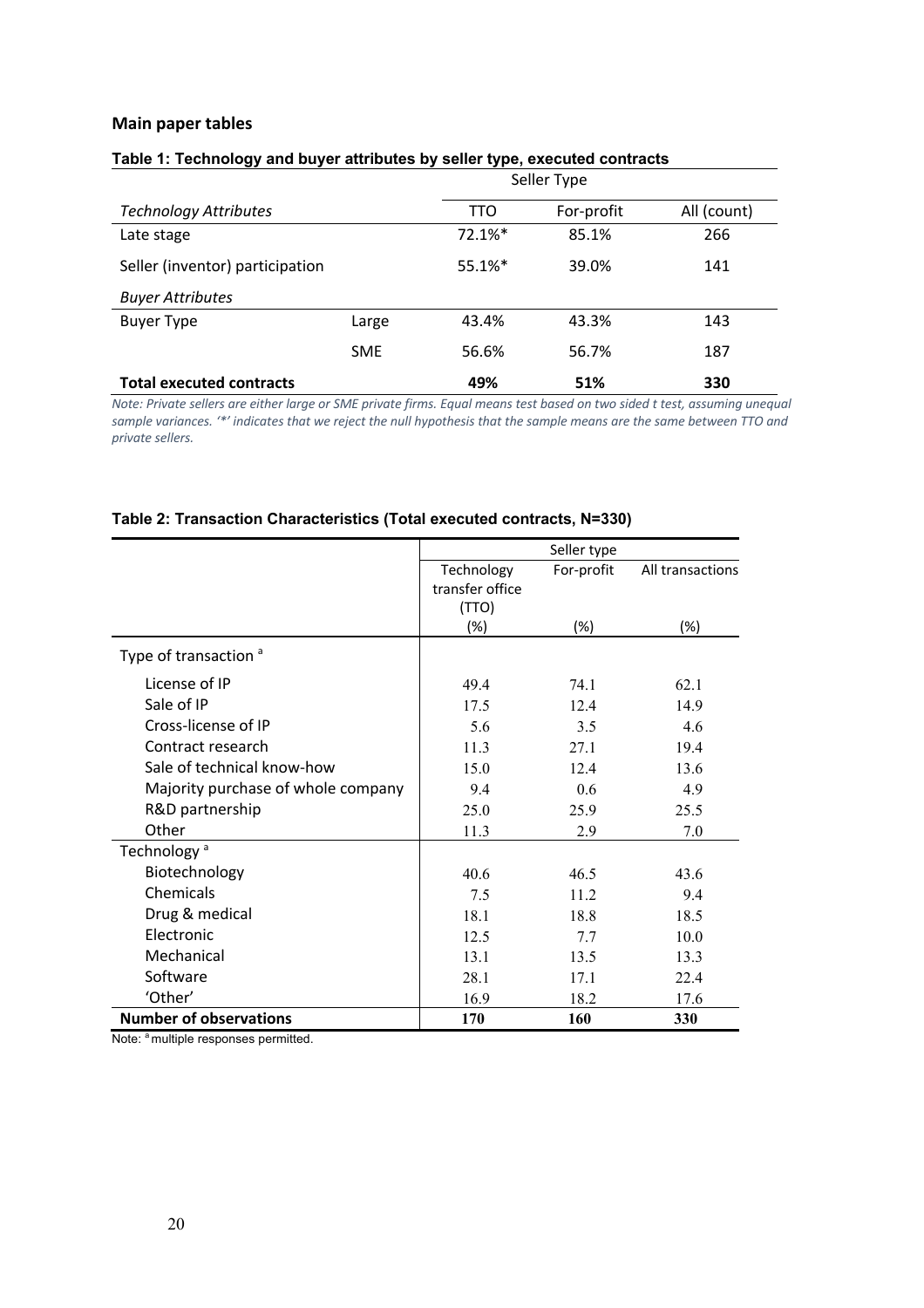## Main paper tables

**Table 1: Technology and buyer attributes by seller type, executed contracts**

| | | Seller Type | | |
|---|---|---|---|---|
| *Technology Attributes* | | TTO | For-profit | All (count) |
| Late stage | | 72.1%* | 85.1% | 266 |
| Seller (inventor) participation | | 55.1%* | 39.0% | 141 |
| *Buyer Attributes* | | | | |
| Buyer Type | Large | 43.4% | 43.3% | 143 |
| | SME | 56.6% | 56.7% | 187 |
| **Total executed contracts** | | **49%** | **51%** | **330** |

*Note: Private sellers are either large or SME private firms. Equal means test based on two sided t test, assuming unequal sample variances. '*' indicates that we reject the null hypothesis that the sample means are the same between TTO and private sellers.*

**Table 2: Transaction Characteristics (Total executed contracts, N=330)**

| | Seller type | | |
|---|---|---|---|
| | Technology transfer office (TTO) (%) | For-profit (%) | All transactions (%) |
| Type of transaction [a] | | | |
| License of IP | 49.4 | 74.1 | 62.1 |
| Sale of IP | 17.5 | 12.4 | 14.9 |
| Cross-license of IP | 5.6 | 3.5 | 4.6 |
| Contract research | 11.3 | 27.1 | 19.4 |
| Sale of technical know-how | 15.0 | 12.4 | 13.6 |
| Majority purchase of whole company | 9.4 | 0.6 | 4.9 |
| R&D partnership | 25.0 | 25.9 | 25.5 |
| Other | 11.3 | 2.9 | 7.0 |
| Technology [a] | | | |
| Biotechnology | 40.6 | 46.5 | 43.6 |
| Chemicals | 7.5 | 11.2 | 9.4 |
| Drug & medical | 18.1 | 18.8 | 18.5 |
| Electronic | 12.5 | 7.7 | 10.0 |
| Mechanical | 13.1 | 13.5 | 13.3 |
| Software | 28.1 | 17.1 | 22.4 |
| 'Other' | 16.9 | 18.2 | 17.6 |
| **Number of observations** | **170** | **160** | **330** |

Note: [a] multiple responses permitted.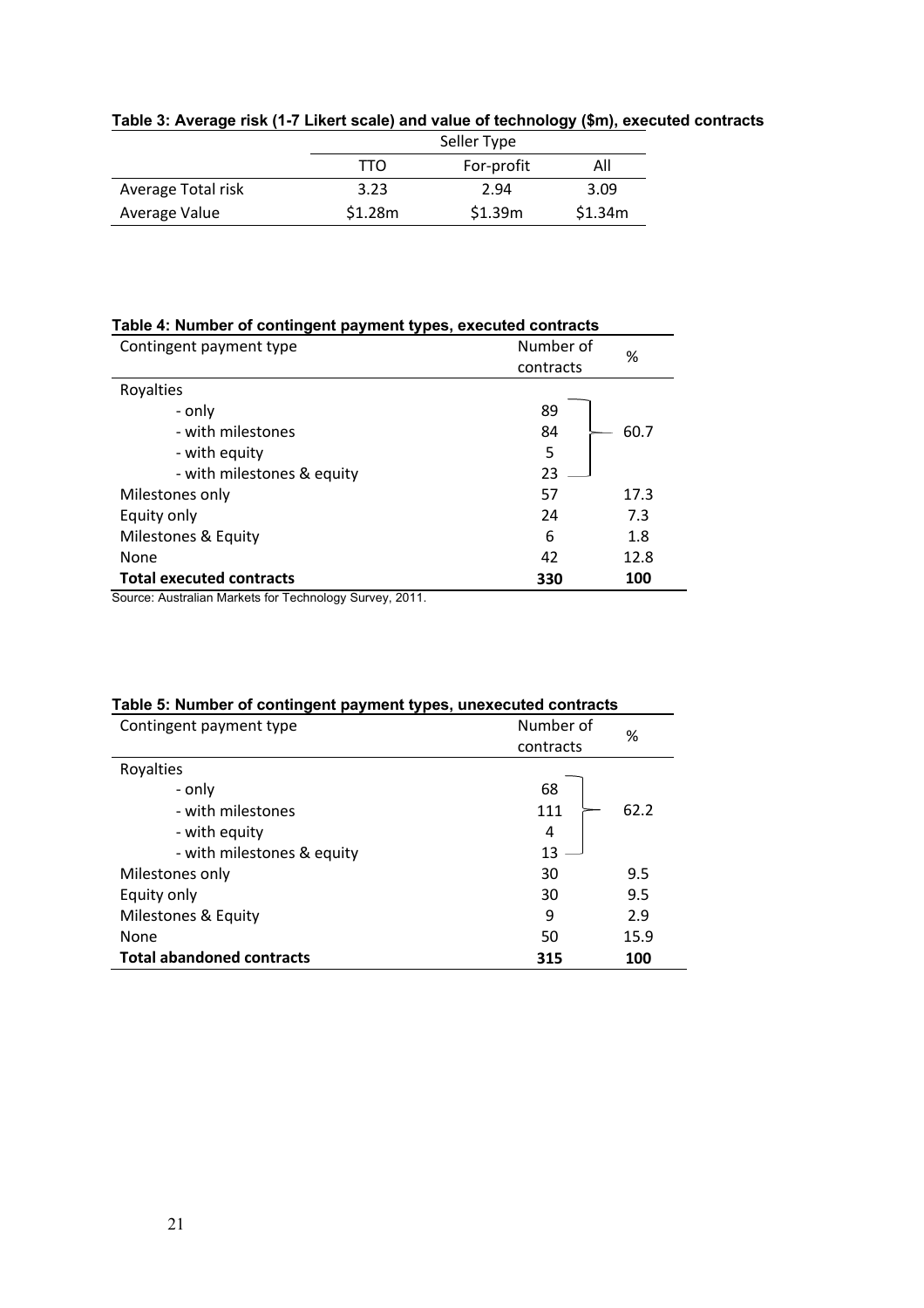**Table 3: Average risk (1-7 Likert scale) and value of technology ($m), executed contracts**

| | Seller Type | | |
|---|---|---|---|
| | TTO | For-profit | All |
| Average Total risk | 3.23 | 2.94 | 3.09 |
| Average Value | $1.28m | $1.39m | $1.34m |

**Table 4: Number of contingent payment types, executed contracts**

| Contingent payment type | Number of contracts | % |
|---|---|---|
| Royalties | | |
| - only | 89 | |
| - with milestones | 84 | 60.7 |
| - with equity | 5 | |
| - with milestones & equity | 23 | |
| Milestones only | 57 | 17.3 |
| Equity only | 24 | 7.3 |
| Milestones & Equity | 6 | 1.8 |
| None | 42 | 12.8 |
| **Total executed contracts** | **330** | **100** |

Source: Australian Markets for Technology Survey, 2011.

**Table 5: Number of contingent payment types, unexecuted contracts**

| Contingent payment type | Number of contracts | % |
|---|---|---|
| Royalties | | |
| - only | 68 | |
| - with milestones | 111 | 62.2 |
| - with equity | 4 | |
| - with milestones & equity | 13 | |
| Milestones only | 30 | 9.5 |
| Equity only | 30 | 9.5 |
| Milestones & Equity | 9 | 2.9 |
| None | 50 | 15.9 |
| **Total abandoned contracts** | **315** | **100** |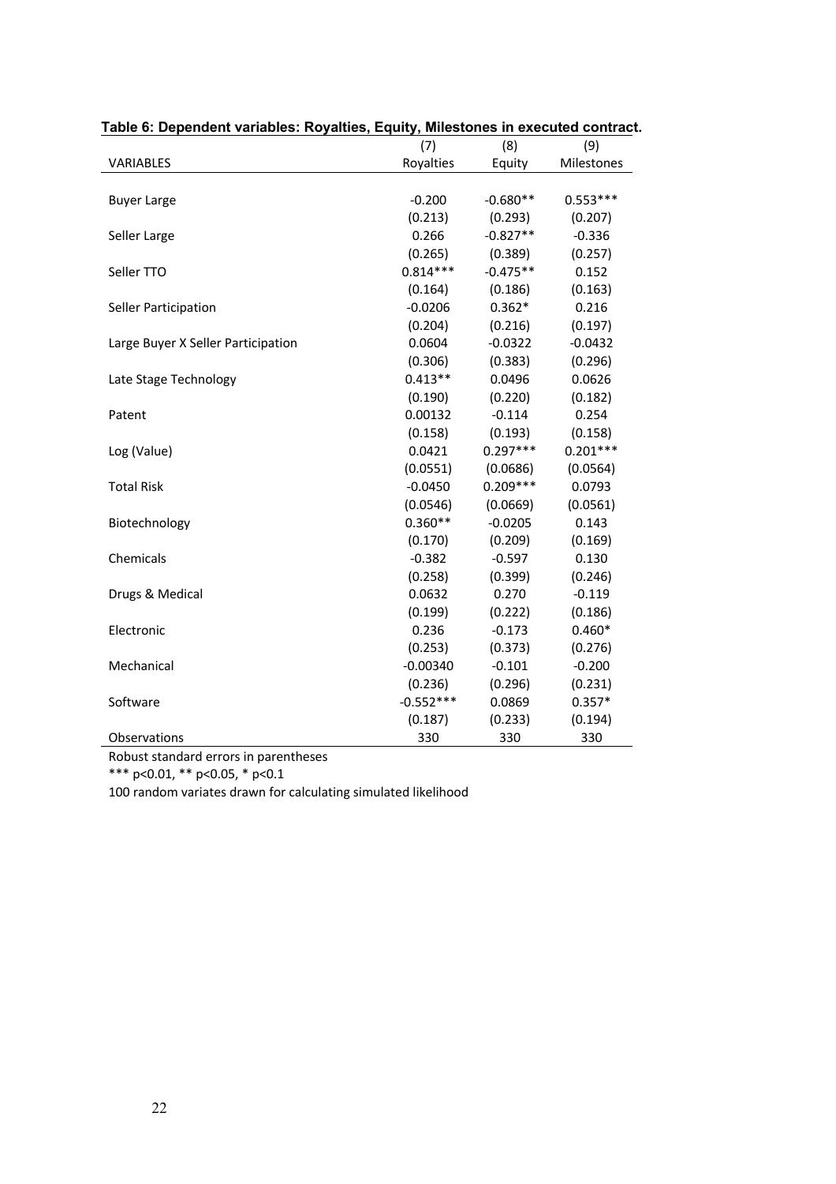**Table 6: Dependent variables: Royalties, Equity, Milestones in executed contract.**

| VARIABLES | (7)<br>Royalties | (8)<br>Equity | (9)<br>Milestones |
|---|---|---|---|
| Buyer Large | -0.200 | -0.680** | 0.553*** |
| | (0.213) | (0.293) | (0.207) |
| Seller Large | 0.266 | -0.827** | -0.336 |
| | (0.265) | (0.389) | (0.257) |
| Seller TTO | 0.814*** | -0.475** | 0.152 |
| | (0.164) | (0.186) | (0.163) |
| Seller Participation | -0.0206 | 0.362* | 0.216 |
| | (0.204) | (0.216) | (0.197) |
| Large Buyer X Seller Participation | 0.0604 | -0.0322 | -0.0432 |
| | (0.306) | (0.383) | (0.296) |
| Late Stage Technology | 0.413** | 0.0496 | 0.0626 |
| | (0.190) | (0.220) | (0.182) |
| Patent | 0.00132 | -0.114 | 0.254 |
| | (0.158) | (0.193) | (0.158) |
| Log (Value) | 0.0421 | 0.297*** | 0.201*** |
| | (0.0551) | (0.0686) | (0.0564) |
| Total Risk | -0.0450 | 0.209*** | 0.0793 |
| | (0.0546) | (0.0669) | (0.0561) |
| Biotechnology | 0.360** | -0.0205 | 0.143 |
| | (0.170) | (0.209) | (0.169) |
| Chemicals | -0.382 | -0.597 | 0.130 |
| | (0.258) | (0.399) | (0.246) |
| Drugs & Medical | 0.0632 | 0.270 | -0.119 |
| | (0.199) | (0.222) | (0.186) |
| Electronic | 0.236 | -0.173 | 0.460* |
| | (0.253) | (0.373) | (0.276) |
| Mechanical | -0.00340 | -0.101 | -0.200 |
| | (0.236) | (0.296) | (0.231) |
| Software | -0.552*** | 0.0869 | 0.357* |
| | (0.187) | (0.233) | (0.194) |
| Observations | 330 | 330 | 330 |

Robust standard errors in parentheses

*** p<0.01, ** p<0.05, * p<0.1

100 random variates drawn for calculating simulated likelihood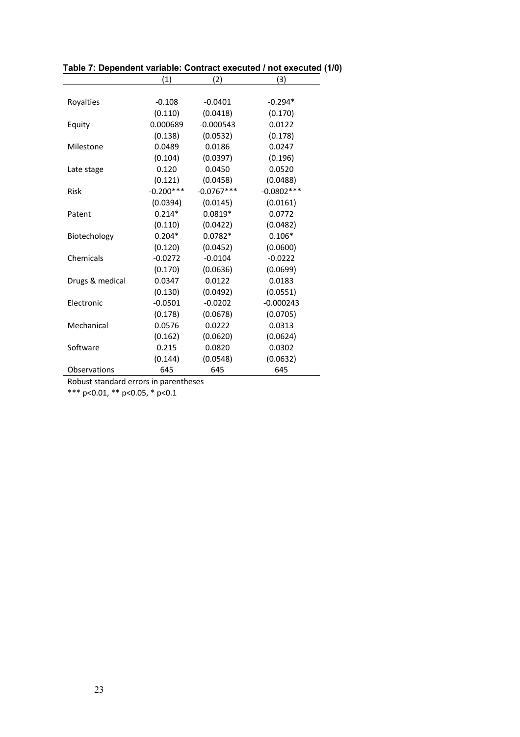**Table 7: Dependent variable: Contract executed / not executed (1/0)**

| | (1) | (2) | (3) |
|---|---|---|---|
| Royalties | -0.108 | -0.0401 | -0.294* |
| | (0.110) | (0.0418) | (0.170) |
| Equity | 0.000689 | -0.000543 | 0.0122 |
| | (0.138) | (0.0532) | (0.178) |
| Milestone | 0.0489 | 0.0186 | 0.0247 |
| | (0.104) | (0.0397) | (0.196) |
| Late stage | 0.120 | 0.0450 | 0.0520 |
| | (0.121) | (0.0458) | (0.0488) |
| Risk | -0.200*** | -0.0767*** | -0.0802*** |
| | (0.0394) | (0.0145) | (0.0161) |
| Patent | 0.214* | 0.0819* | 0.0772 |
| | (0.110) | (0.0422) | (0.0482) |
| Biotechology | 0.204* | 0.0782* | 0.106* |
| | (0.120) | (0.0452) | (0.0600) |
| Chemicals | -0.0272 | -0.0104 | -0.0222 |
| | (0.170) | (0.0636) | (0.0699) |
| Drugs & medical | 0.0347 | 0.0122 | 0.0183 |
| | (0.130) | (0.0492) | (0.0551) |
| Electronic | -0.0501 | -0.0202 | -0.000243 |
| | (0.178) | (0.0678) | (0.0705) |
| Mechanical | 0.0576 | 0.0222 | 0.0313 |
| | (0.162) | (0.0620) | (0.0624) |
| Software | 0.215 | 0.0820 | 0.0302 |
| | (0.144) | (0.0548) | (0.0632) |
| Observations | 645 | 645 | 645 |

Robust standard errors in parentheses

*** p<0.01, ** p<0.05, * p<0.1